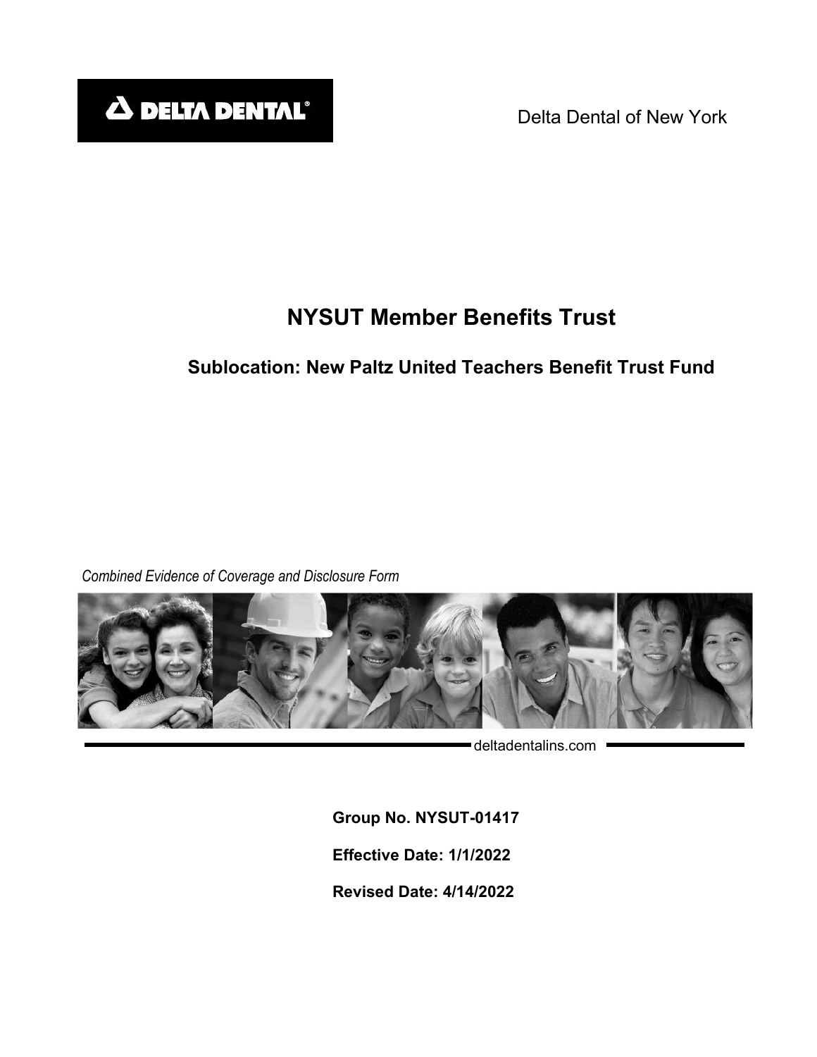DELTA DENTAL

Delta Dental of New York

# NYSUT Member Benefits Trust

## Sublocation: New Paltz United Teachers Benefit Trust Fund

*Combined Evidence of Coverage and Disclosure Form*

deltadentalins.com

**Group No. NYSUT-01417**

**Effective Date: 1/1/2022**

**Revised Date: 4/14/2022**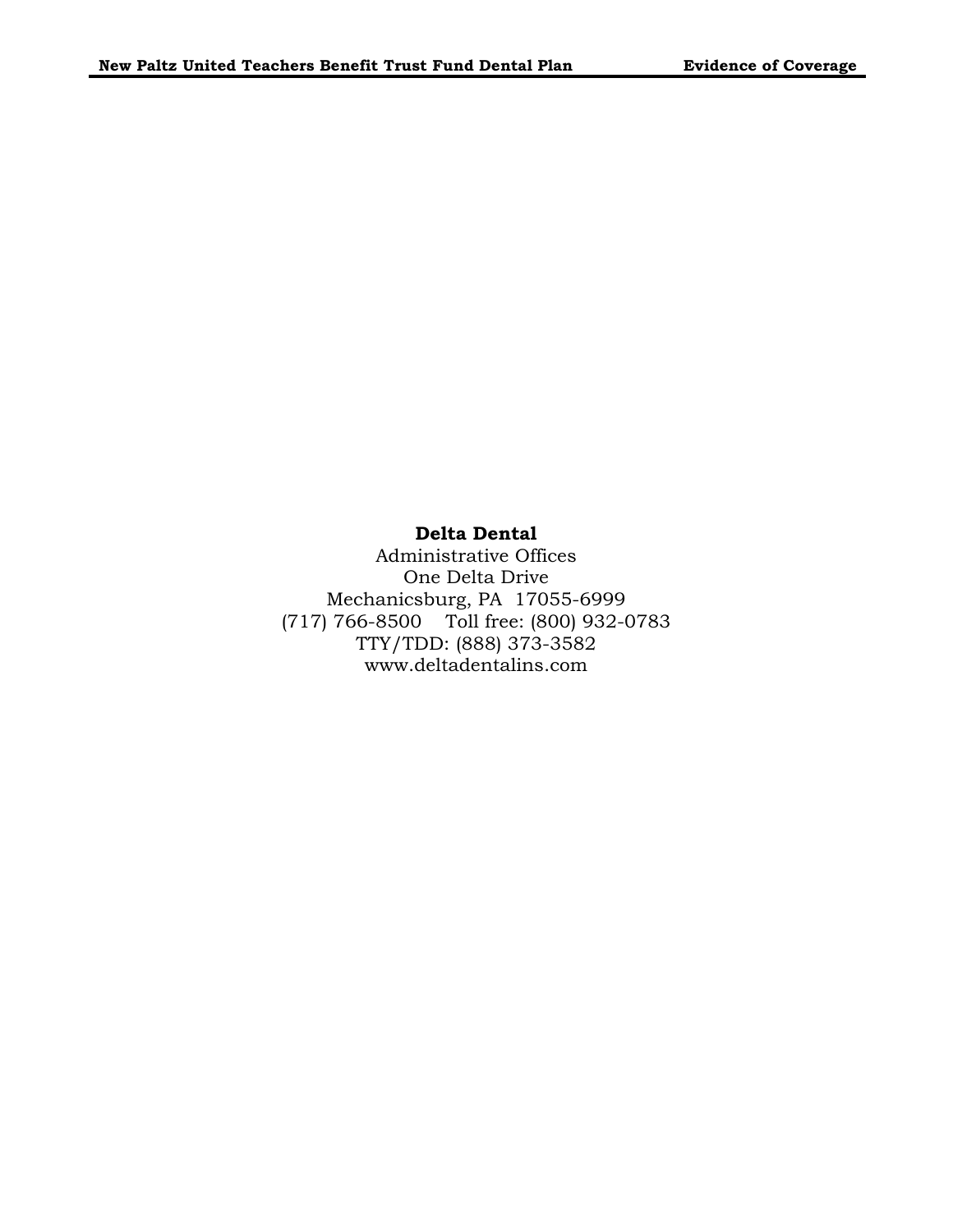**Delta Dental**

Administrative Offices
One Delta Drive
Mechanicsburg, PA 17055-6999
(717) 766-8500 Toll free: (800) 932-0783
TTY/TDD: (888) 373-3582
www.deltadentalins.com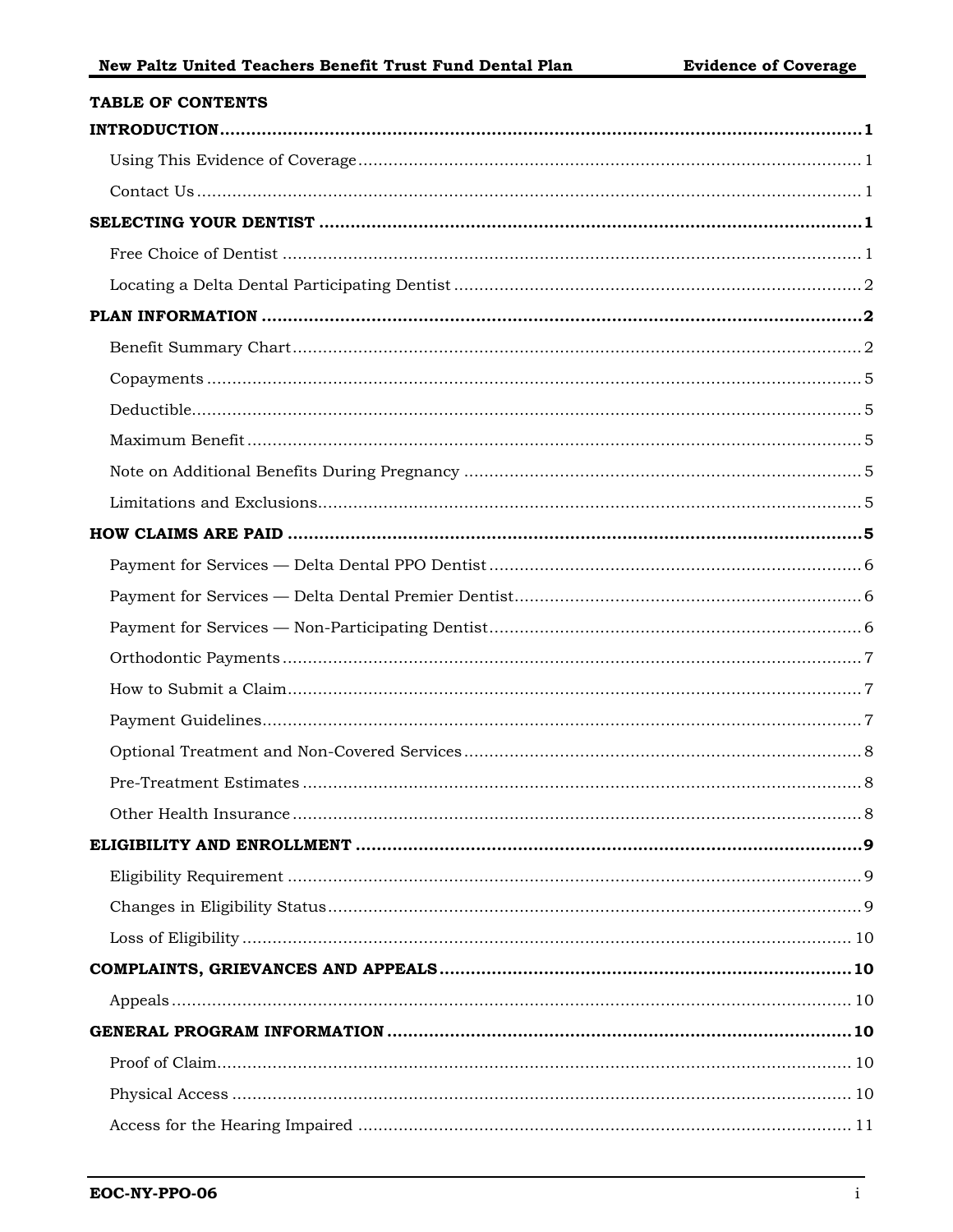**TABLE OF CONTENTS**

**INTRODUCTION** ........ **1**

- Using This Evidence of Coverage ........ 1
- Contact Us ........ 1

**SELECTING YOUR DENTIST** ........ **1**

- Free Choice of Dentist ........ 1
- Locating a Delta Dental Participating Dentist ........ 2

**PLAN INFORMATION** ........ **2**

- Benefit Summary Chart ........ 2
- Copayments ........ 5
- Deductible ........ 5
- Maximum Benefit ........ 5
- Note on Additional Benefits During Pregnancy ........ 5
- Limitations and Exclusions ........ 5

**HOW CLAIMS ARE PAID** ........ **5**

- Payment for Services — Delta Dental PPO Dentist ........ 6
- Payment for Services — Delta Dental Premier Dentist ........ 6
- Payment for Services — Non-Participating Dentist ........ 6
- Orthodontic Payments ........ 7
- How to Submit a Claim ........ 7
- Payment Guidelines ........ 7
- Optional Treatment and Non-Covered Services ........ 8
- Pre-Treatment Estimates ........ 8
- Other Health Insurance ........ 8

**ELIGIBILITY AND ENROLLMENT** ........ **9**

- Eligibility Requirement ........ 9
- Changes in Eligibility Status ........ 9
- Loss of Eligibility ........ 10

**COMPLAINTS, GRIEVANCES AND APPEALS** ........ **10**

- Appeals ........ 10

**GENERAL PROGRAM INFORMATION** ........ **10**

- Proof of Claim ........ 10
- Physical Access ........ 10
- Access for the Hearing Impaired ........ 11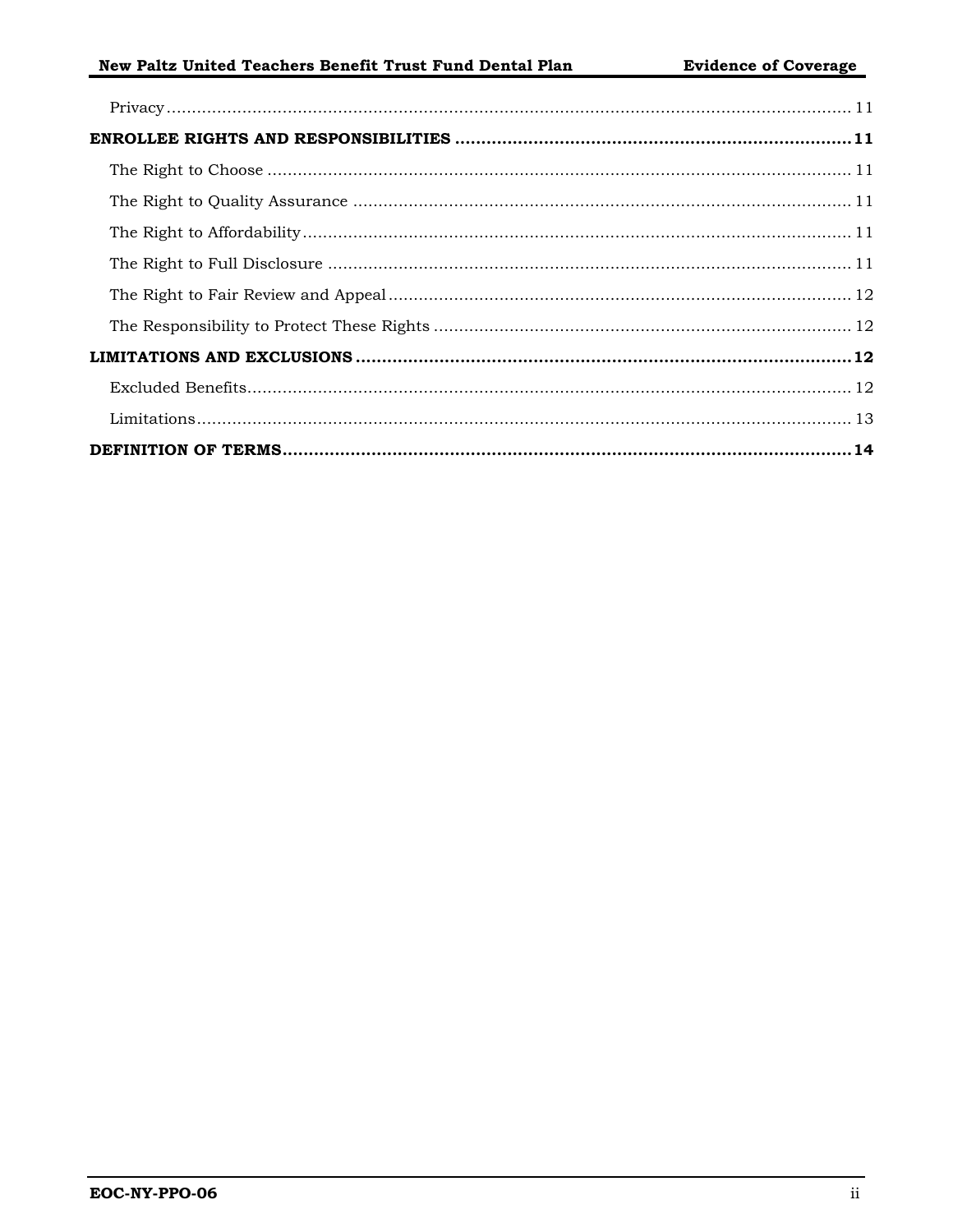Privacy ..... 11

**ENROLLEE RIGHTS AND RESPONSIBILITIES ..... 11**

The Right to Choose ..... 11

The Right to Quality Assurance ..... 11

The Right to Affordability ..... 11

The Right to Full Disclosure ..... 11

The Right to Fair Review and Appeal ..... 12

The Responsibility to Protect These Rights ..... 12

**LIMITATIONS AND EXCLUSIONS ..... 12**

Excluded Benefits ..... 12

Limitations ..... 13

**DEFINITION OF TERMS ..... 14**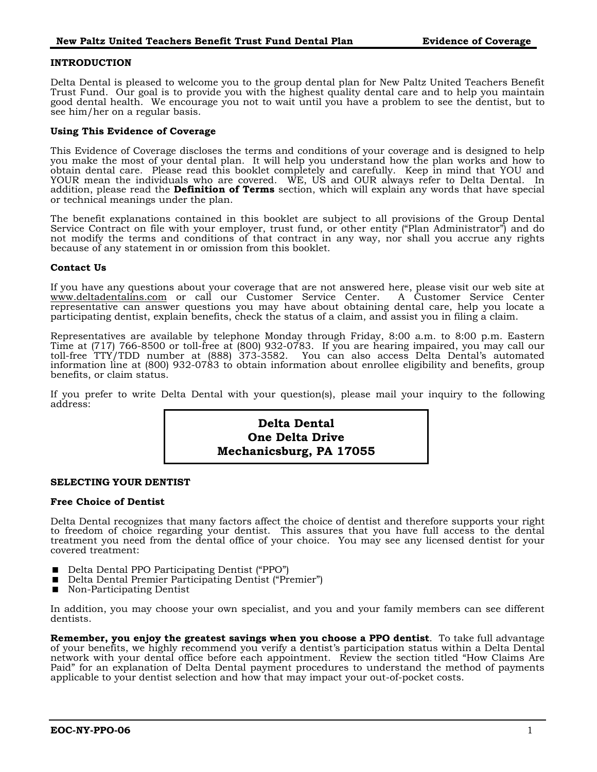## INTRODUCTION

Delta Dental is pleased to welcome you to the group dental plan for New Paltz United Teachers Benefit Trust Fund. Our goal is to provide you with the highest quality dental care and to help you maintain good dental health. We encourage you not to wait until you have a problem to see the dentist, but to see him/her on a regular basis.

### Using This Evidence of Coverage

This Evidence of Coverage discloses the terms and conditions of your coverage and is designed to help you make the most of your dental plan. It will help you understand how the plan works and how to obtain dental care. Please read this booklet completely and carefully. Keep in mind that YOU and YOUR mean the individuals who are covered. WE, US and OUR always refer to Delta Dental. In addition, please read the **Definition of Terms** section, which will explain any words that have special or technical meanings under the plan.

The benefit explanations contained in this booklet are subject to all provisions of the Group Dental Service Contract on file with your employer, trust fund, or other entity ("Plan Administrator") and do not modify the terms and conditions of that contract in any way, nor shall you accrue any rights because of any statement in or omission from this booklet.

### Contact Us

If you have any questions about your coverage that are not answered here, please visit our web site at www.deltadentalins.com or call our Customer Service Center. A Customer Service Center representative can answer questions you may have about obtaining dental care, help you locate a participating dentist, explain benefits, check the status of a claim, and assist you in filing a claim.

Representatives are available by telephone Monday through Friday, 8:00 a.m. to 8:00 p.m. Eastern Time at (717) 766-8500 or toll-free at (800) 932-0783. If you are hearing impaired, you may call our toll-free TTY/TDD number at (888) 373-3582. You can also access Delta Dental's automated information line at (800) 932-0783 to obtain information about enrollee eligibility and benefits, group benefits, or claim status.

If you prefer to write Delta Dental with your question(s), please mail your inquiry to the following address:

**Delta Dental**
**One Delta Drive**
**Mechanicsburg, PA 17055**

## SELECTING YOUR DENTIST

### Free Choice of Dentist

Delta Dental recognizes that many factors affect the choice of dentist and therefore supports your right to freedom of choice regarding your dentist. This assures that you have full access to the dental treatment you need from the dental office of your choice. You may see any licensed dentist for your covered treatment:

- Delta Dental PPO Participating Dentist ("PPO")
- Delta Dental Premier Participating Dentist ("Premier")
- Non-Participating Dentist

In addition, you may choose your own specialist, and you and your family members can see different dentists.

**Remember, you enjoy the greatest savings when you choose a PPO dentist**. To take full advantage of your benefits, we highly recommend you verify a dentist's participation status within a Delta Dental network with your dental office before each appointment. Review the section titled "How Claims Are Paid" for an explanation of Delta Dental payment procedures to understand the method of payments applicable to your dentist selection and how that may impact your out-of-pocket costs.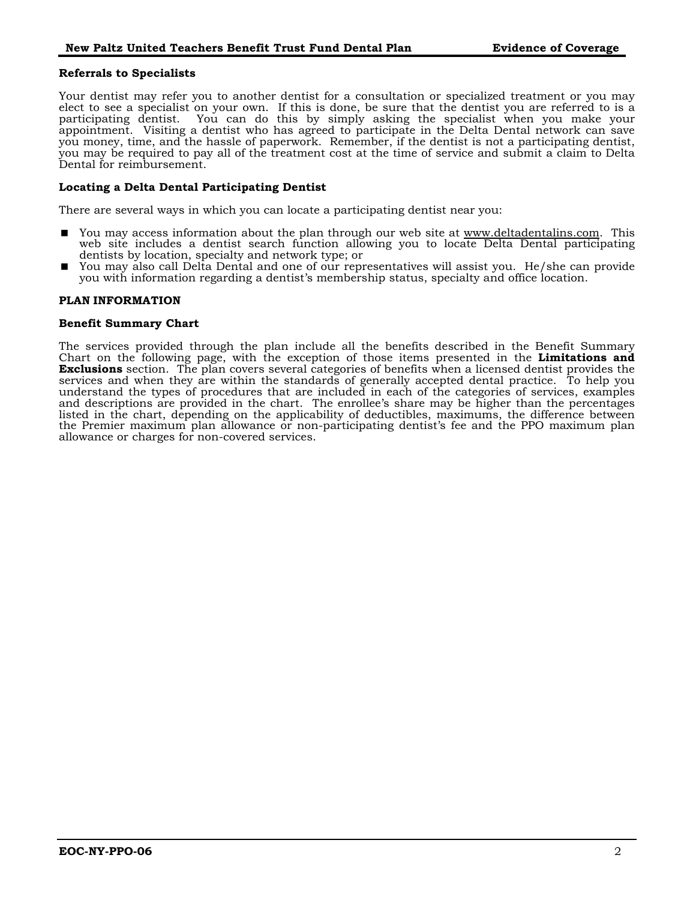### Referrals to Specialists

Your dentist may refer you to another dentist for a consultation or specialized treatment or you may elect to see a specialist on your own. If this is done, be sure that the dentist you are referred to is a participating dentist. You can do this by simply asking the specialist when you make your appointment. Visiting a dentist who has agreed to participate in the Delta Dental network can save you money, time, and the hassle of paperwork. Remember, if the dentist is not a participating dentist, you may be required to pay all of the treatment cost at the time of service and submit a claim to Delta Dental for reimbursement.

### Locating a Delta Dental Participating Dentist

There are several ways in which you can locate a participating dentist near you:

- You may access information about the plan through our web site at www.deltadentalins.com. This web site includes a dentist search function allowing you to locate Delta Dental participating dentists by location, specialty and network type; or
- You may also call Delta Dental and one of our representatives will assist you. He/she can provide you with information regarding a dentist's membership status, specialty and office location.

## PLAN INFORMATION

### Benefit Summary Chart

The services provided through the plan include all the benefits described in the Benefit Summary Chart on the following page, with the exception of those items presented in the **Limitations and Exclusions** section. The plan covers several categories of benefits when a licensed dentist provides the services and when they are within the standards of generally accepted dental practice. To help you understand the types of procedures that are included in each of the categories of services, examples and descriptions are provided in the chart. The enrollee's share may be higher than the percentages listed in the chart, depending on the applicability of deductibles, maximums, the difference between the Premier maximum plan allowance or non-participating dentist's fee and the PPO maximum plan allowance or charges for non-covered services.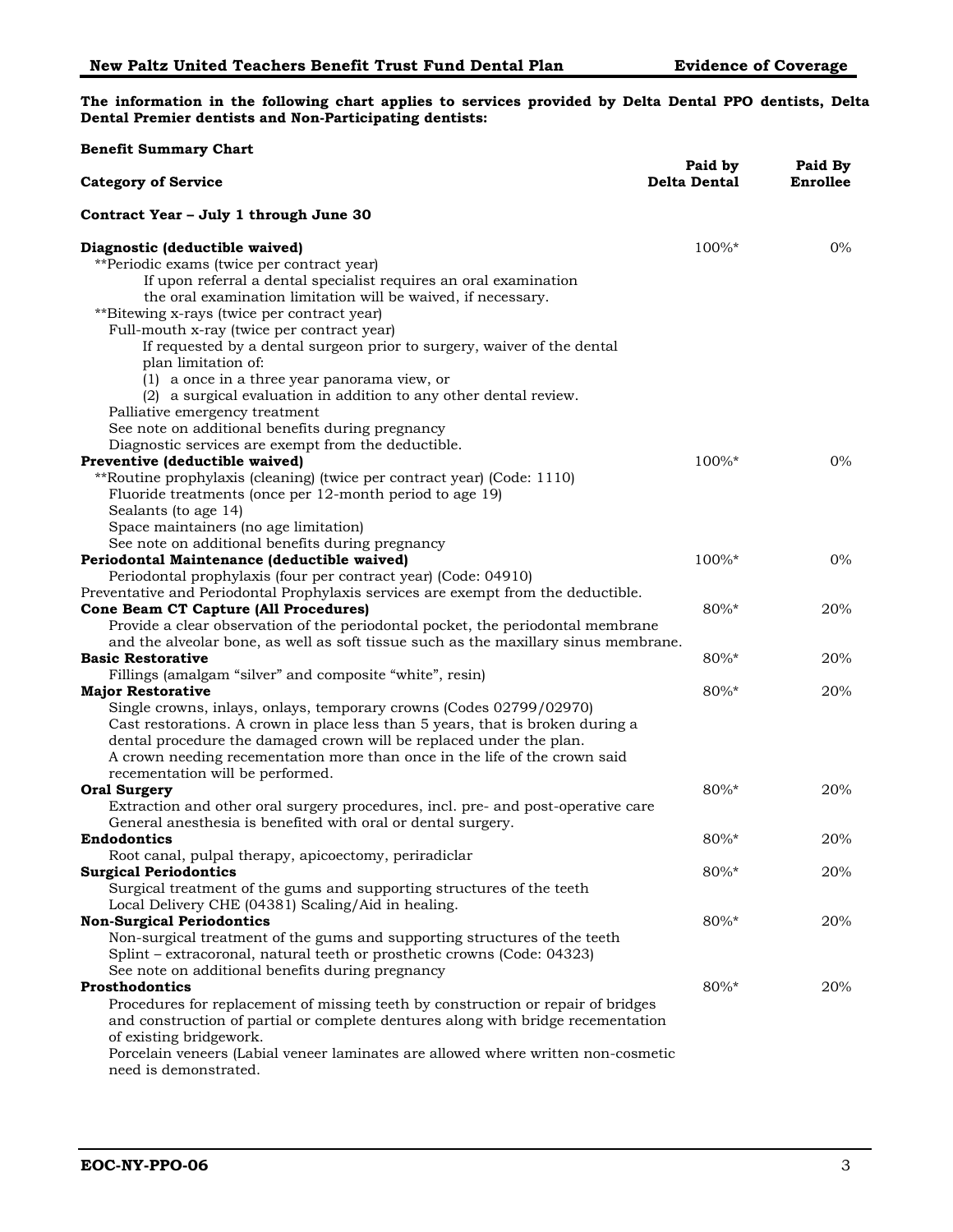**The information in the following chart applies to services provided by Delta Dental PPO dentists, Delta Dental Premier dentists and Non-Participating dentists:**

**Benefit Summary Chart**

| Category of Service | Paid by Delta Dental | Paid By Enrollee |
|---|---|---|
| **Contract Year – July 1 through June 30** | | |
| **Diagnostic (deductible waived)**<br>**Periodic exams (twice per contract year)<br>If upon referral a dental specialist requires an oral examination the oral examination limitation will be waived, if necessary.<br>**Bitewing x-rays (twice per contract year)<br>Full-mouth x-ray (twice per contract year)<br>If requested by a dental surgeon prior to surgery, waiver of the dental plan limitation of:<br>(1) a once in a three year panorama view, or<br>(2) a surgical evaluation in addition to any other dental review.<br>Palliative emergency treatment<br>See note on additional benefits during pregnancy<br>Diagnostic services are exempt from the deductible. | 100%* | 0% |
| **Preventive (deductible waived)**<br>**Routine prophylaxis (cleaning) (twice per contract year) (Code: 1110)<br>Fluoride treatments (once per 12-month period to age 19)<br>Sealants (to age 14)<br>Space maintainers (no age limitation)<br>See note on additional benefits during pregnancy | 100%* | 0% |
| **Periodontal Maintenance (deductible waived)**<br>Periodontal prophylaxis (four per contract year) (Code: 04910)<br>Preventative and Periodontal Prophylaxis services are exempt from the deductible. | 100%* | 0% |
| **Cone Beam CT Capture (All Procedures)**<br>Provide a clear observation of the periodontal pocket, the periodontal membrane and the alveolar bone, as well as soft tissue such as the maxillary sinus membrane. | 80%* | 20% |
| **Basic Restorative**<br>Fillings (amalgam "silver" and composite "white", resin) | 80%* | 20% |
| **Major Restorative**<br>Single crowns, inlays, onlays, temporary crowns (Codes 02799/02970)<br>Cast restorations. A crown in place less than 5 years, that is broken during a dental procedure the damaged crown will be replaced under the plan.<br>A crown needing recementation more than once in the life of the crown said recementation will be performed. | 80%* | 20% |
| **Oral Surgery**<br>Extraction and other oral surgery procedures, incl. pre- and post-operative care<br>General anesthesia is benefited with oral or dental surgery. | 80%* | 20% |
| **Endodontics**<br>Root canal, pulpal therapy, apicoectomy, periradiclar | 80%* | 20% |
| **Surgical Periodontics**<br>Surgical treatment of the gums and supporting structures of the teeth<br>Local Delivery CHE (04381) Scaling/Aid in healing. | 80%* | 20% |
| **Non-Surgical Periodontics**<br>Non-surgical treatment of the gums and supporting structures of the teeth<br>Splint – extracoronal, natural teeth or prosthetic crowns (Code: 04323)<br>See note on additional benefits during pregnancy | 80%* | 20% |
| **Prosthodontics**<br>Procedures for replacement of missing teeth by construction or repair of bridges and construction of partial or complete dentures along with bridge recementation of existing bridgework.<br>Porcelain veneers (Labial veneer laminates are allowed where written non-cosmetic need is demonstrated. | 80%* | 20% |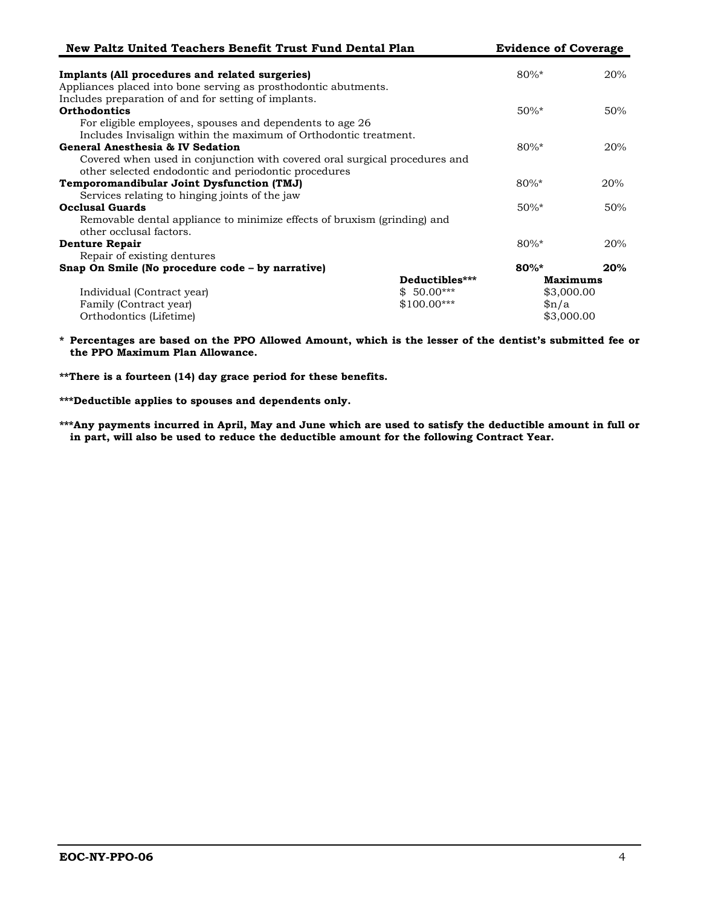| | | | |
|---|---|---|---|
| **Implants (All procedures and related surgeries)**<br>Appliances placed into bone serving as prosthodontic abutments.<br>Includes preparation of and for setting of implants. | | 80%* | 20% |
| **Orthodontics**<br>For eligible employees, spouses and dependents to age 26<br>Includes Invisalign within the maximum of Orthodontic treatment. | | 50%* | 50% |
| **General Anesthesia & IV Sedation**<br>Covered when used in conjunction with covered oral surgical procedures and other selected endodontic and periodontic procedures | | 80%* | 20% |
| **Temporomandibular Joint Dysfunction (TMJ)**<br>Services relating to hinging joints of the jaw | | 80%* | 20% |
| **Occlusal Guards**<br>Removable dental appliance to minimize effects of bruxism (grinding) and other occlusal factors. | | 50%* | 50% |
| **Denture Repair**<br>Repair of existing dentures | | 80%* | 20% |
| **Snap On Smile (No procedure code – by narrative)** | | **80%*** | **20%** |
| | **Deductibles*** ** | **Maximums** | |
| Individual (Contract year) | $ 50.00*** | $3,000.00 | |
| Family (Contract year) | $100.00*** | $n/a | |
| Orthodontics (Lifetime) | | $3,000.00 | |

**\* Percentages are based on the PPO Allowed Amount, which is the lesser of the dentist's submitted fee or the PPO Maximum Plan Allowance.**

**\*\*There is a fourteen (14) day grace period for these benefits.**

**\*\*\*Deductible applies to spouses and dependents only.**

**\*\*\*Any payments incurred in April, May and June which are used to satisfy the deductible amount in full or in part, will also be used to reduce the deductible amount for the following Contract Year.**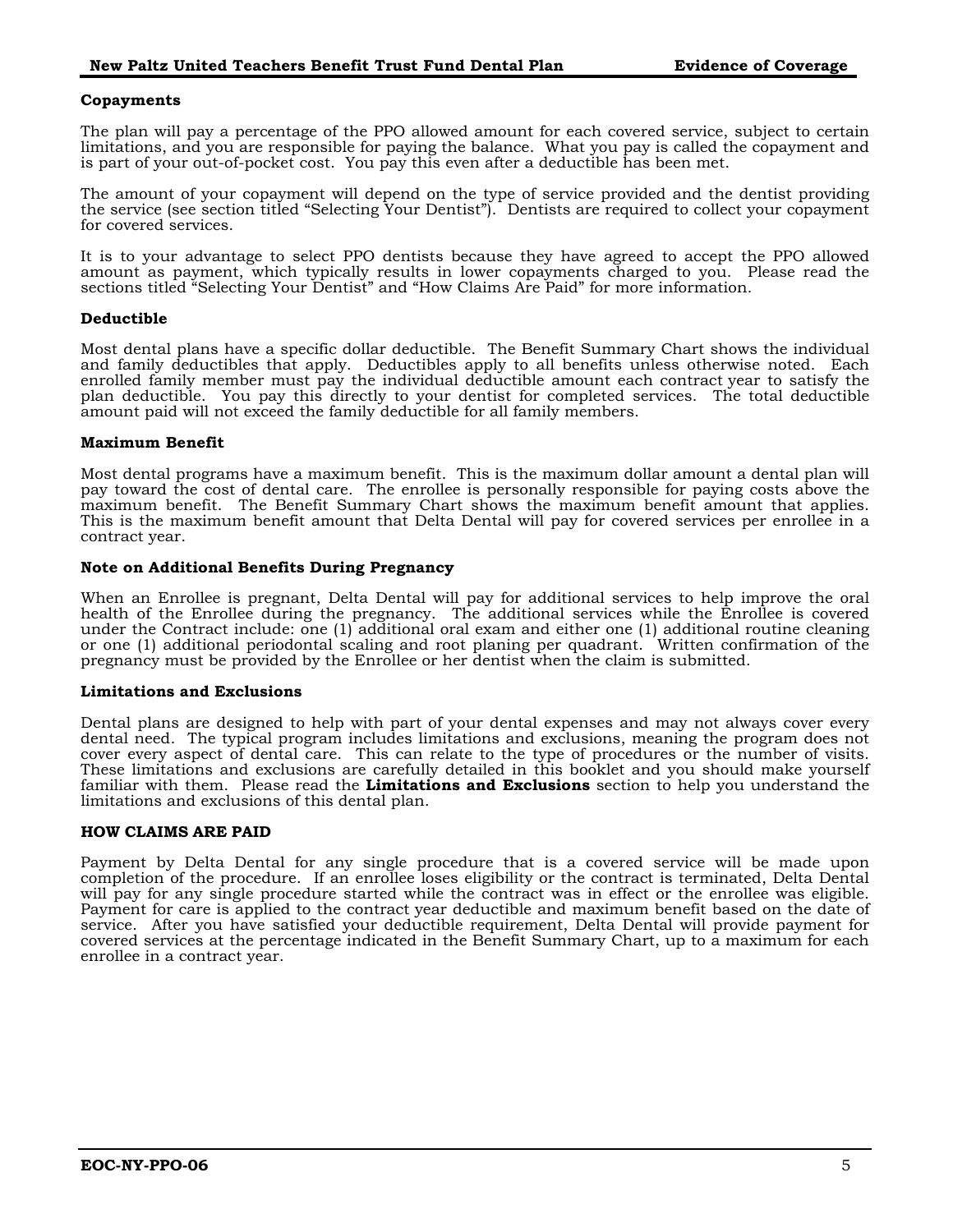### Copayments

The plan will pay a percentage of the PPO allowed amount for each covered service, subject to certain limitations, and you are responsible for paying the balance. What you pay is called the copayment and is part of your out-of-pocket cost. You pay this even after a deductible has been met.

The amount of your copayment will depend on the type of service provided and the dentist providing the service (see section titled "Selecting Your Dentist"). Dentists are required to collect your copayment for covered services.

It is to your advantage to select PPO dentists because they have agreed to accept the PPO allowed amount as payment, which typically results in lower copayments charged to you. Please read the sections titled "Selecting Your Dentist" and "How Claims Are Paid" for more information.

### Deductible

Most dental plans have a specific dollar deductible. The Benefit Summary Chart shows the individual and family deductibles that apply. Deductibles apply to all benefits unless otherwise noted. Each enrolled family member must pay the individual deductible amount each contract year to satisfy the plan deductible. You pay this directly to your dentist for completed services. The total deductible amount paid will not exceed the family deductible for all family members.

### Maximum Benefit

Most dental programs have a maximum benefit. This is the maximum dollar amount a dental plan will pay toward the cost of dental care. The enrollee is personally responsible for paying costs above the maximum benefit. The Benefit Summary Chart shows the maximum benefit amount that applies. This is the maximum benefit amount that Delta Dental will pay for covered services per enrollee in a contract year.

### Note on Additional Benefits During Pregnancy

When an Enrollee is pregnant, Delta Dental will pay for additional services to help improve the oral health of the Enrollee during the pregnancy. The additional services while the Enrollee is covered under the Contract include: one (1) additional oral exam and either one (1) additional routine cleaning or one (1) additional periodontal scaling and root planing per quadrant. Written confirmation of the pregnancy must be provided by the Enrollee or her dentist when the claim is submitted.

### Limitations and Exclusions

Dental plans are designed to help with part of your dental expenses and may not always cover every dental need. The typical program includes limitations and exclusions, meaning the program does not cover every aspect of dental care. This can relate to the type of procedures or the number of visits. These limitations and exclusions are carefully detailed in this booklet and you should make yourself familiar with them. Please read the **Limitations and Exclusions** section to help you understand the limitations and exclusions of this dental plan.

## HOW CLAIMS ARE PAID

Payment by Delta Dental for any single procedure that is a covered service will be made upon completion of the procedure. If an enrollee loses eligibility or the contract is terminated, Delta Dental will pay for any single procedure started while the contract was in effect or the enrollee was eligible. Payment for care is applied to the contract year deductible and maximum benefit based on the date of service. After you have satisfied your deductible requirement, Delta Dental will provide payment for covered services at the percentage indicated in the Benefit Summary Chart, up to a maximum for each enrollee in a contract year.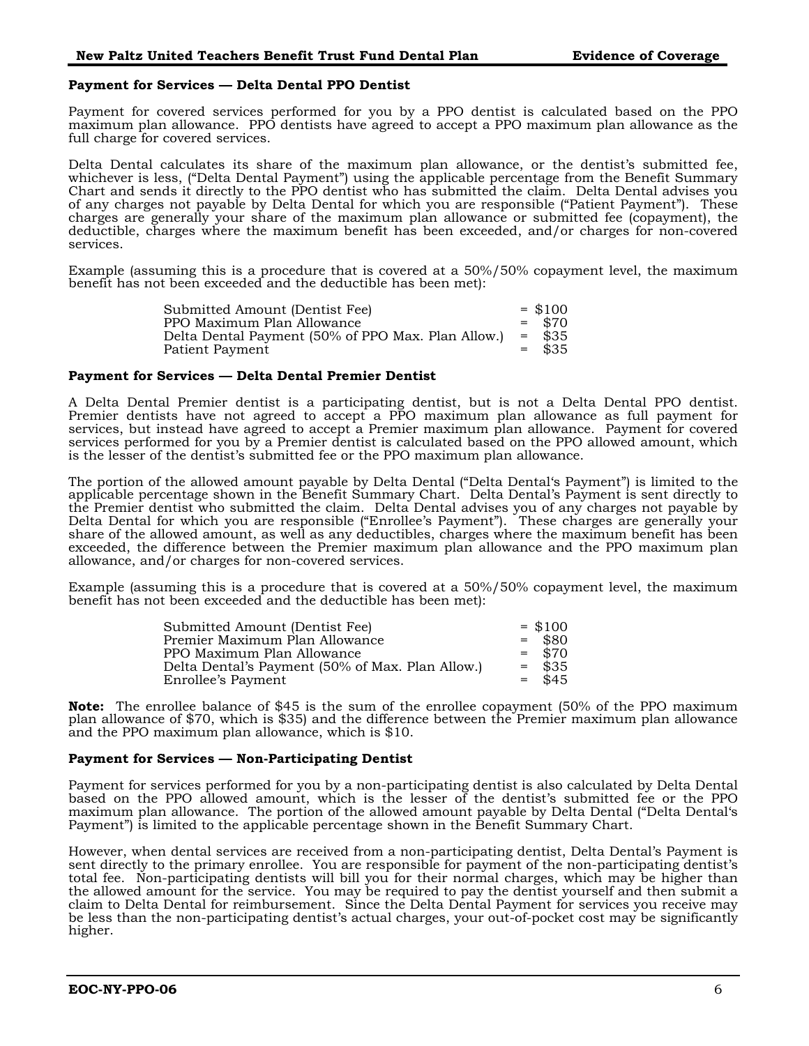### Payment for Services — Delta Dental PPO Dentist

Payment for covered services performed for you by a PPO dentist is calculated based on the PPO maximum plan allowance. PPO dentists have agreed to accept a PPO maximum plan allowance as the full charge for covered services.

Delta Dental calculates its share of the maximum plan allowance, or the dentist's submitted fee, whichever is less, ("Delta Dental Payment") using the applicable percentage from the Benefit Summary Chart and sends it directly to the PPO dentist who has submitted the claim. Delta Dental advises you of any charges not payable by Delta Dental for which you are responsible ("Patient Payment"). These charges are generally your share of the maximum plan allowance or submitted fee (copayment), the deductible, charges where the maximum benefit has been exceeded, and/or charges for non-covered services.

Example (assuming this is a procedure that is covered at a 50%/50% copayment level, the maximum benefit has not been exceeded and the deductible has been met):

| | |
|---|---|
| Submitted Amount (Dentist Fee) | = $100 |
| PPO Maximum Plan Allowance | = $70 |
| Delta Dental Payment (50% of PPO Max. Plan Allow.) | = $35 |
| Patient Payment | = $35 |

### Payment for Services — Delta Dental Premier Dentist

A Delta Dental Premier dentist is a participating dentist, but is not a Delta Dental PPO dentist. Premier dentists have not agreed to accept a PPO maximum plan allowance as full payment for services, but instead have agreed to accept a Premier maximum plan allowance. Payment for covered services performed for you by a Premier dentist is calculated based on the PPO allowed amount, which is the lesser of the dentist's submitted fee or the PPO maximum plan allowance.

The portion of the allowed amount payable by Delta Dental ("Delta Dental's Payment") is limited to the applicable percentage shown in the Benefit Summary Chart. Delta Dental's Payment is sent directly to the Premier dentist who submitted the claim. Delta Dental advises you of any charges not payable by Delta Dental for which you are responsible ("Enrollee's Payment"). These charges are generally your share of the allowed amount, as well as any deductibles, charges where the maximum benefit has been exceeded, the difference between the Premier maximum plan allowance and the PPO maximum plan allowance, and/or charges for non-covered services.

Example (assuming this is a procedure that is covered at a 50%/50% copayment level, the maximum benefit has not been exceeded and the deductible has been met):

| | |
|---|---|
| Submitted Amount (Dentist Fee) | = $100 |
| Premier Maximum Plan Allowance | = $80 |
| PPO Maximum Plan Allowance | = $70 |
| Delta Dental's Payment (50% of Max. Plan Allow.) | = $35 |
| Enrollee's Payment | = $45 |

**Note:** The enrollee balance of $45 is the sum of the enrollee copayment (50% of the PPO maximum plan allowance of $70, which is $35) and the difference between the Premier maximum plan allowance and the PPO maximum plan allowance, which is $10.

### Payment for Services — Non-Participating Dentist

Payment for services performed for you by a non-participating dentist is also calculated by Delta Dental based on the PPO allowed amount, which is the lesser of the dentist's submitted fee or the PPO maximum plan allowance. The portion of the allowed amount payable by Delta Dental ("Delta Dental's Payment") is limited to the applicable percentage shown in the Benefit Summary Chart.

However, when dental services are received from a non-participating dentist, Delta Dental's Payment is sent directly to the primary enrollee. You are responsible for payment of the non-participating dentist's total fee. Non-participating dentists will bill you for their normal charges, which may be higher than the allowed amount for the service. You may be required to pay the dentist yourself and then submit a claim to Delta Dental for reimbursement. Since the Delta Dental Payment for services you receive may be less than the non-participating dentist's actual charges, your out-of-pocket cost may be significantly higher.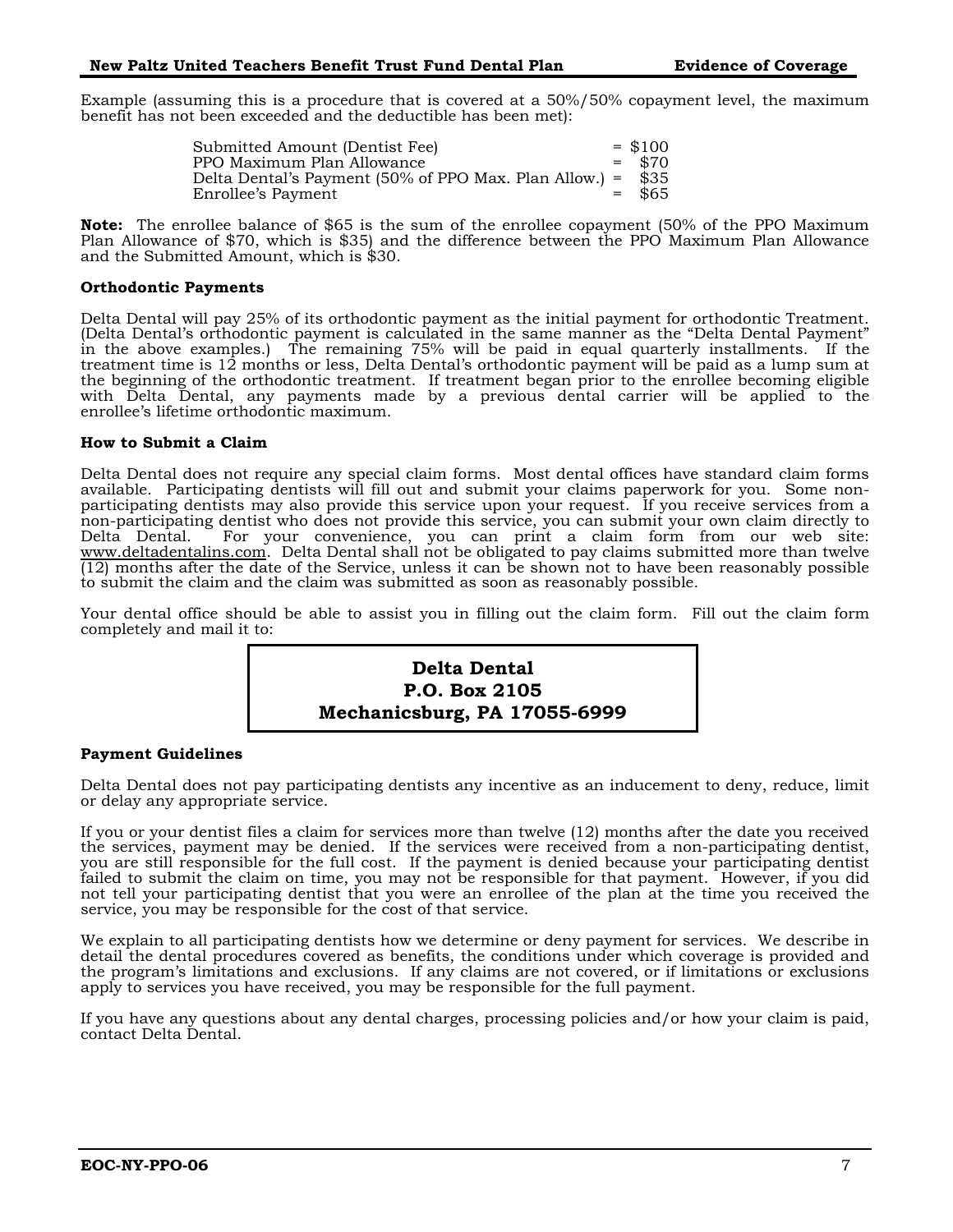Example (assuming this is a procedure that is covered at a 50%/50% copayment level, the maximum benefit has not been exceeded and the deductible has been met):

| | | |
|---|---|---|
| Submitted Amount (Dentist Fee) | = | $100 |
| PPO Maximum Plan Allowance | = | $70 |
| Delta Dental's Payment (50% of PPO Max. Plan Allow.) | = | $35 |
| Enrollee's Payment | = | $65 |

**Note:** The enrollee balance of $65 is the sum of the enrollee copayment (50% of the PPO Maximum Plan Allowance of $70, which is $35) and the difference between the PPO Maximum Plan Allowance and the Submitted Amount, which is $30.

**Orthodontic Payments**

Delta Dental will pay 25% of its orthodontic payment as the initial payment for orthodontic Treatment. (Delta Dental's orthodontic payment is calculated in the same manner as the "Delta Dental Payment" in the above examples.) The remaining 75% will be paid in equal quarterly installments. If the treatment time is 12 months or less, Delta Dental's orthodontic payment will be paid as a lump sum at the beginning of the orthodontic treatment. If treatment began prior to the enrollee becoming eligible with Delta Dental, any payments made by a previous dental carrier will be applied to the enrollee's lifetime orthodontic maximum.

**How to Submit a Claim**

Delta Dental does not require any special claim forms. Most dental offices have standard claim forms available. Participating dentists will fill out and submit your claims paperwork for you. Some non-participating dentists may also provide this service upon your request. If you receive services from a non-participating dentist who does not provide this service, you can submit your own claim directly to Delta Dental. For your convenience, you can print a claim form from our web site: www.deltadentalins.com. Delta Dental shall not be obligated to pay claims submitted more than twelve (12) months after the date of the Service, unless it can be shown not to have been reasonably possible to submit the claim and the claim was submitted as soon as reasonably possible.

Your dental office should be able to assist you in filling out the claim form. Fill out the claim form completely and mail it to:

**Delta Dental**
**P.O. Box 2105**
**Mechanicsburg, PA 17055-6999**

**Payment Guidelines**

Delta Dental does not pay participating dentists any incentive as an inducement to deny, reduce, limit or delay any appropriate service.

If you or your dentist files a claim for services more than twelve (12) months after the date you received the services, payment may be denied. If the services were received from a non-participating dentist, you are still responsible for the full cost. If the payment is denied because your participating dentist failed to submit the claim on time, you may not be responsible for that payment. However, if you did not tell your participating dentist that you were an enrollee of the plan at the time you received the service, you may be responsible for the cost of that service.

We explain to all participating dentists how we determine or deny payment for services. We describe in detail the dental procedures covered as benefits, the conditions under which coverage is provided and the program's limitations and exclusions. If any claims are not covered, or if limitations or exclusions apply to services you have received, you may be responsible for the full payment.

If you have any questions about any dental charges, processing policies and/or how your claim is paid, contact Delta Dental.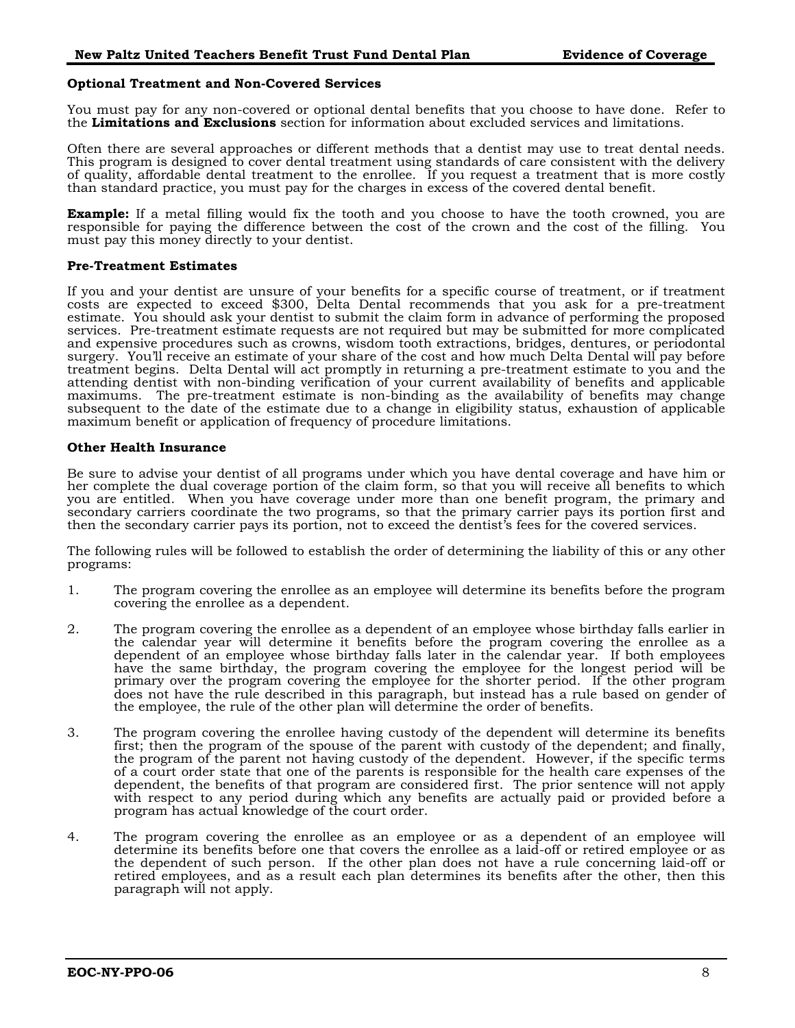**Optional Treatment and Non-Covered Services**

You must pay for any non-covered or optional dental benefits that you choose to have done. Refer to the **Limitations and Exclusions** section for information about excluded services and limitations.

Often there are several approaches or different methods that a dentist may use to treat dental needs. This program is designed to cover dental treatment using standards of care consistent with the delivery of quality, affordable dental treatment to the enrollee. If you request a treatment that is more costly than standard practice, you must pay for the charges in excess of the covered dental benefit.

**Example:** If a metal filling would fix the tooth and you choose to have the tooth crowned, you are responsible for paying the difference between the cost of the crown and the cost of the filling. You must pay this money directly to your dentist.

**Pre-Treatment Estimates**

If you and your dentist are unsure of your benefits for a specific course of treatment, or if treatment costs are expected to exceed $300, Delta Dental recommends that you ask for a pre-treatment estimate. You should ask your dentist to submit the claim form in advance of performing the proposed services. Pre-treatment estimate requests are not required but may be submitted for more complicated and expensive procedures such as crowns, wisdom tooth extractions, bridges, dentures, or periodontal surgery. You'll receive an estimate of your share of the cost and how much Delta Dental will pay before treatment begins. Delta Dental will act promptly in returning a pre-treatment estimate to you and the attending dentist with non-binding verification of your current availability of benefits and applicable maximums. The pre-treatment estimate is non-binding as the availability of benefits may change subsequent to the date of the estimate due to a change in eligibility status, exhaustion of applicable maximum benefit or application of frequency of procedure limitations.

**Other Health Insurance**

Be sure to advise your dentist of all programs under which you have dental coverage and have him or her complete the dual coverage portion of the claim form, so that you will receive all benefits to which you are entitled. When you have coverage under more than one benefit program, the primary and secondary carriers coordinate the two programs, so that the primary carrier pays its portion first and then the secondary carrier pays its portion, not to exceed the dentist's fees for the covered services.

The following rules will be followed to establish the order of determining the liability of this or any other programs:

1. The program covering the enrollee as an employee will determine its benefits before the program covering the enrollee as a dependent.

2. The program covering the enrollee as a dependent of an employee whose birthday falls earlier in the calendar year will determine it benefits before the program covering the enrollee as a dependent of an employee whose birthday falls later in the calendar year. If both employees have the same birthday, the program covering the employee for the longest period will be primary over the program covering the employee for the shorter period. If the other program does not have the rule described in this paragraph, but instead has a rule based on gender of the employee, the rule of the other plan will determine the order of benefits.

3. The program covering the enrollee having custody of the dependent will determine its benefits first; then the program of the spouse of the parent with custody of the dependent; and finally, the program of the parent not having custody of the dependent. However, if the specific terms of a court order state that one of the parents is responsible for the health care expenses of the dependent, the benefits of that program are considered first. The prior sentence will not apply with respect to any period during which any benefits are actually paid or provided before a program has actual knowledge of the court order.

4. The program covering the enrollee as an employee or as a dependent of an employee will determine its benefits before one that covers the enrollee as a laid-off or retired employee or as the dependent of such person. If the other plan does not have a rule concerning laid-off or retired employees, and as a result each plan determines its benefits after the other, then this paragraph will not apply.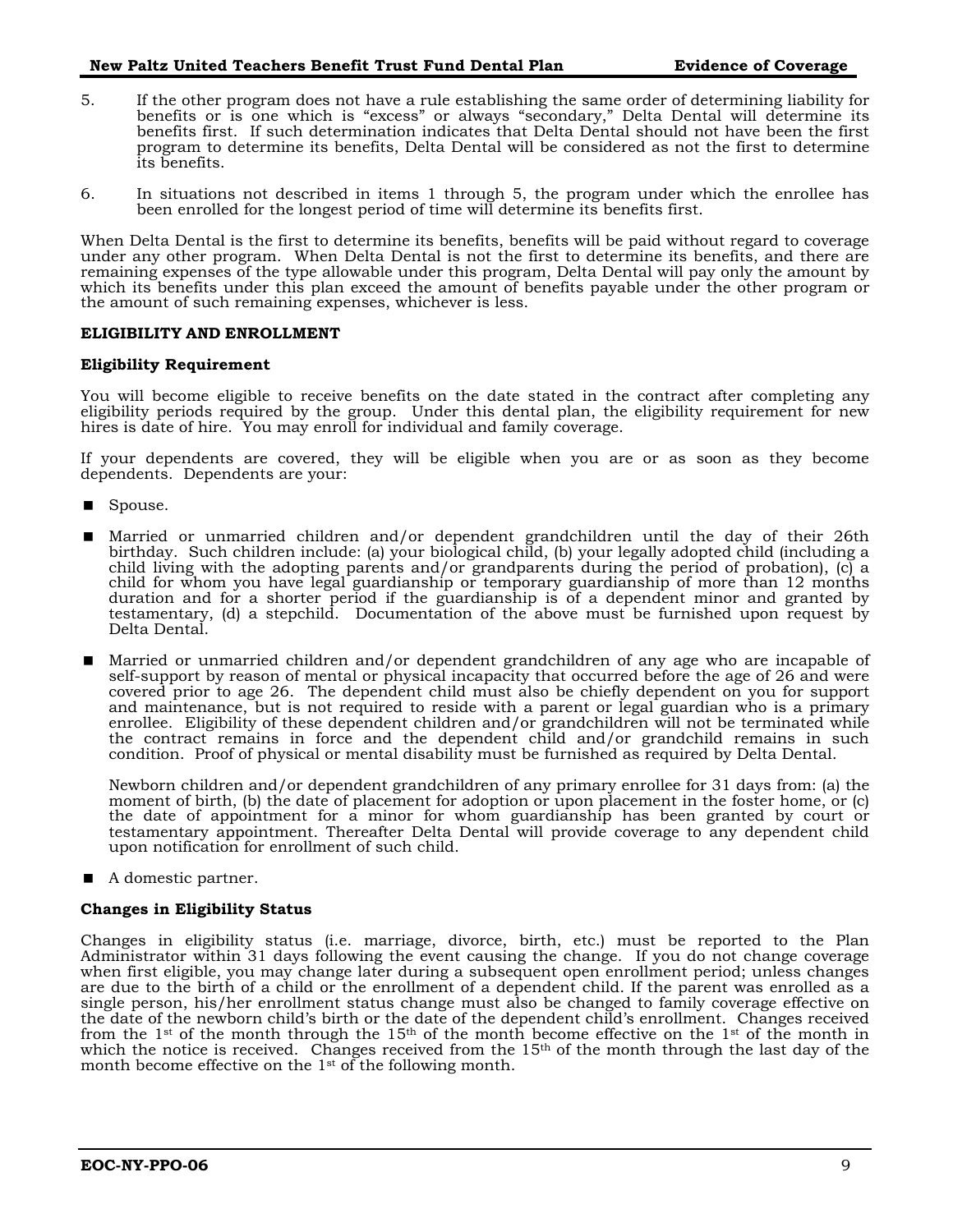5. If the other program does not have a rule establishing the same order of determining liability for benefits or is one which is "excess" or always "secondary," Delta Dental will determine its benefits first. If such determination indicates that Delta Dental should not have been the first program to determine its benefits, Delta Dental will be considered as not the first to determine its benefits.

6. In situations not described in items 1 through 5, the program under which the enrollee has been enrolled for the longest period of time will determine its benefits first.

When Delta Dental is the first to determine its benefits, benefits will be paid without regard to coverage under any other program. When Delta Dental is not the first to determine its benefits, and there are remaining expenses of the type allowable under this program, Delta Dental will pay only the amount by which its benefits under this plan exceed the amount of benefits payable under the other program or the amount of such remaining expenses, whichever is less.

## ELIGIBILITY AND ENROLLMENT

### Eligibility Requirement

You will become eligible to receive benefits on the date stated in the contract after completing any eligibility periods required by the group. Under this dental plan, the eligibility requirement for new hires is date of hire. You may enroll for individual and family coverage.

If your dependents are covered, they will be eligible when you are or as soon as they become dependents. Dependents are your:

- Spouse.

- Married or unmarried children and/or dependent grandchildren until the day of their 26th birthday. Such children include: (a) your biological child, (b) your legally adopted child (including a child living with the adopting parents and/or grandparents during the period of probation), (c) a child for whom you have legal guardianship or temporary guardianship of more than 12 months duration and for a shorter period if the guardianship is of a dependent minor and granted by testamentary, (d) a stepchild. Documentation of the above must be furnished upon request by Delta Dental.

- Married or unmarried children and/or dependent grandchildren of any age who are incapable of self-support by reason of mental or physical incapacity that occurred before the age of 26 and were covered prior to age 26. The dependent child must also be chiefly dependent on you for support and maintenance, but is not required to reside with a parent or legal guardian who is a primary enrollee. Eligibility of these dependent children and/or grandchildren will not be terminated while the contract remains in force and the dependent child and/or grandchild remains in such condition. Proof of physical or mental disability must be furnished as required by Delta Dental.

  Newborn children and/or dependent grandchildren of any primary enrollee for 31 days from: (a) the moment of birth, (b) the date of placement for adoption or upon placement in the foster home, or (c) the date of appointment for a minor for whom guardianship has been granted by court or testamentary appointment. Thereafter Delta Dental will provide coverage to any dependent child upon notification for enrollment of such child.

- A domestic partner.

### Changes in Eligibility Status

Changes in eligibility status (i.e. marriage, divorce, birth, etc.) must be reported to the Plan Administrator within 31 days following the event causing the change. If you do not change coverage when first eligible, you may change later during a subsequent open enrollment period; unless changes are due to the birth of a child or the enrollment of a dependent child. If the parent was enrolled as a single person, his/her enrollment status change must also be changed to family coverage effective on the date of the newborn child's birth or the date of the dependent child's enrollment. Changes received from the 1st of the month through the 15th of the month become effective on the 1st of the month in which the notice is received. Changes received from the 15th of the month through the last day of the month become effective on the 1st of the following month.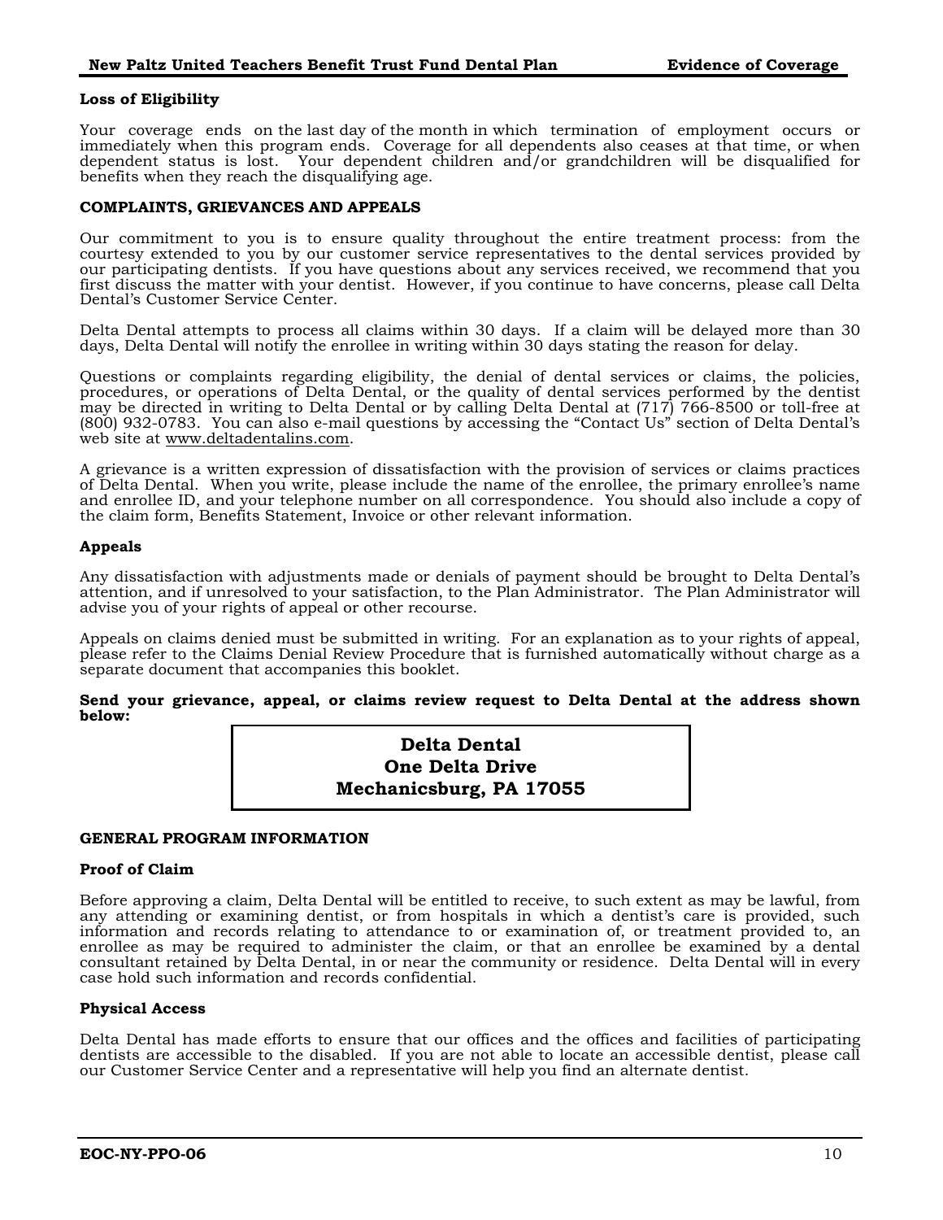### Loss of Eligibility

Your coverage ends on the last day of the month in which termination of employment occurs or immediately when this program ends. Coverage for all dependents also ceases at that time, or when dependent status is lost. Your dependent children and/or grandchildren will be disqualified for benefits when they reach the disqualifying age.

## COMPLAINTS, GRIEVANCES AND APPEALS

Our commitment to you is to ensure quality throughout the entire treatment process: from the courtesy extended to you by our customer service representatives to the dental services provided by our participating dentists. If you have questions about any services received, we recommend that you first discuss the matter with your dentist. However, if you continue to have concerns, please call Delta Dental's Customer Service Center.

Delta Dental attempts to process all claims within 30 days. If a claim will be delayed more than 30 days, Delta Dental will notify the enrollee in writing within 30 days stating the reason for delay.

Questions or complaints regarding eligibility, the denial of dental services or claims, the policies, procedures, or operations of Delta Dental, or the quality of dental services performed by the dentist may be directed in writing to Delta Dental or by calling Delta Dental at (717) 766-8500 or toll-free at (800) 932-0783. You can also e-mail questions by accessing the "Contact Us" section of Delta Dental's web site at www.deltadentalins.com.

A grievance is a written expression of dissatisfaction with the provision of services or claims practices of Delta Dental. When you write, please include the name of the enrollee, the primary enrollee's name and enrollee ID, and your telephone number on all correspondence. You should also include a copy of the claim form, Benefits Statement, Invoice or other relevant information.

### Appeals

Any dissatisfaction with adjustments made or denials of payment should be brought to Delta Dental's attention, and if unresolved to your satisfaction, to the Plan Administrator. The Plan Administrator will advise you of your rights of appeal or other recourse.

Appeals on claims denied must be submitted in writing. For an explanation as to your rights of appeal, please refer to the Claims Denial Review Procedure that is furnished automatically without charge as a separate document that accompanies this booklet.

**Send your grievance, appeal, or claims review request to Delta Dental at the address shown below:**

**Delta Dental**
**One Delta Drive**
**Mechanicsburg, PA 17055**

## GENERAL PROGRAM INFORMATION

### Proof of Claim

Before approving a claim, Delta Dental will be entitled to receive, to such extent as may be lawful, from any attending or examining dentist, or from hospitals in which a dentist's care is provided, such information and records relating to attendance to or examination of, or treatment provided to, an enrollee as may be required to administer the claim, or that an enrollee be examined by a dental consultant retained by Delta Dental, in or near the community or residence. Delta Dental will in every case hold such information and records confidential.

### Physical Access

Delta Dental has made efforts to ensure that our offices and the offices and facilities of participating dentists are accessible to the disabled. If you are not able to locate an accessible dentist, please call our Customer Service Center and a representative will help you find an alternate dentist.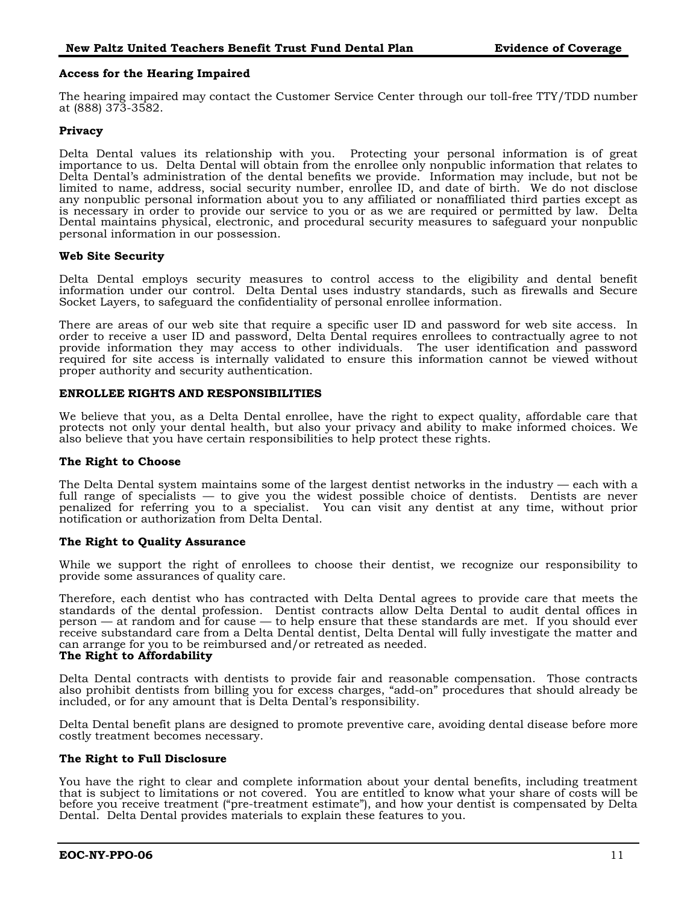**Access for the Hearing Impaired**

The hearing impaired may contact the Customer Service Center through our toll-free TTY/TDD number at (888) 373-3582.

**Privacy**

Delta Dental values its relationship with you. Protecting your personal information is of great importance to us. Delta Dental will obtain from the enrollee only nonpublic information that relates to Delta Dental's administration of the dental benefits we provide. Information may include, but not be limited to name, address, social security number, enrollee ID, and date of birth. We do not disclose any nonpublic personal information about you to any affiliated or nonaffiliated third parties except as is necessary in order to provide our service to you or as we are required or permitted by law. Delta Dental maintains physical, electronic, and procedural security measures to safeguard your nonpublic personal information in our possession.

**Web Site Security**

Delta Dental employs security measures to control access to the eligibility and dental benefit information under our control. Delta Dental uses industry standards, such as firewalls and Secure Socket Layers, to safeguard the confidentiality of personal enrollee information.

There are areas of our web site that require a specific user ID and password for web site access. In order to receive a user ID and password, Delta Dental requires enrollees to contractually agree to not provide information they may access to other individuals. The user identification and password required for site access is internally validated to ensure this information cannot be viewed without proper authority and security authentication.

## ENROLLEE RIGHTS AND RESPONSIBILITIES

We believe that you, as a Delta Dental enrollee, have the right to expect quality, affordable care that protects not only your dental health, but also your privacy and ability to make informed choices. We also believe that you have certain responsibilities to help protect these rights.

**The Right to Choose**

The Delta Dental system maintains some of the largest dentist networks in the industry — each with a full range of specialists — to give you the widest possible choice of dentists. Dentists are never penalized for referring you to a specialist. You can visit any dentist at any time, without prior notification or authorization from Delta Dental.

**The Right to Quality Assurance**

While we support the right of enrollees to choose their dentist, we recognize our responsibility to provide some assurances of quality care.

Therefore, each dentist who has contracted with Delta Dental agrees to provide care that meets the standards of the dental profession. Dentist contracts allow Delta Dental to audit dental offices in person — at random and for cause — to help ensure that these standards are met. If you should ever receive substandard care from a Delta Dental dentist, Delta Dental will fully investigate the matter and can arrange for you to be reimbursed and/or retreated as needed.

**The Right to Affordability**

Delta Dental contracts with dentists to provide fair and reasonable compensation. Those contracts also prohibit dentists from billing you for excess charges, "add-on" procedures that should already be included, or for any amount that is Delta Dental's responsibility.

Delta Dental benefit plans are designed to promote preventive care, avoiding dental disease before more costly treatment becomes necessary.

**The Right to Full Disclosure**

You have the right to clear and complete information about your dental benefits, including treatment that is subject to limitations or not covered. You are entitled to know what your share of costs will be before you receive treatment ("pre-treatment estimate"), and how your dentist is compensated by Delta Dental. Delta Dental provides materials to explain these features to you.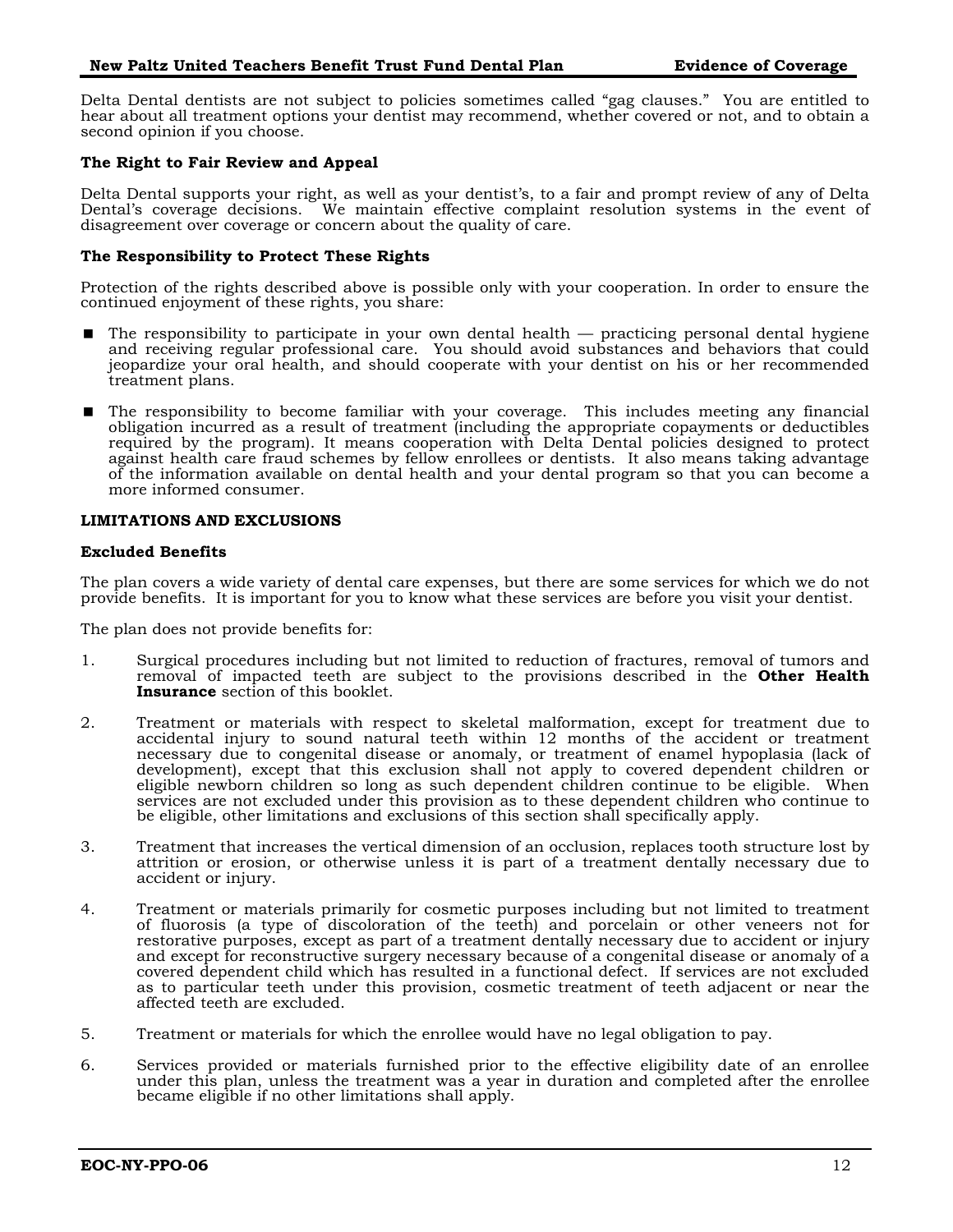Delta Dental dentists are not subject to policies sometimes called "gag clauses." You are entitled to hear about all treatment options your dentist may recommend, whether covered or not, and to obtain a second opinion if you choose.

**The Right to Fair Review and Appeal**

Delta Dental supports your right, as well as your dentist's, to a fair and prompt review of any of Delta Dental's coverage decisions. We maintain effective complaint resolution systems in the event of disagreement over coverage or concern about the quality of care.

**The Responsibility to Protect These Rights**

Protection of the rights described above is possible only with your cooperation. In order to ensure the continued enjoyment of these rights, you share:

- The responsibility to participate in your own dental health — practicing personal dental hygiene and receiving regular professional care. You should avoid substances and behaviors that could jeopardize your oral health, and should cooperate with your dentist on his or her recommended treatment plans.
- The responsibility to become familiar with your coverage. This includes meeting any financial obligation incurred as a result of treatment (including the appropriate copayments or deductibles required by the program). It means cooperation with Delta Dental policies designed to protect against health care fraud schemes by fellow enrollees or dentists. It also means taking advantage of the information available on dental health and your dental program so that you can become a more informed consumer.

**LIMITATIONS AND EXCLUSIONS**

**Excluded Benefits**

The plan covers a wide variety of dental care expenses, but there are some services for which we do not provide benefits. It is important for you to know what these services are before you visit your dentist.

The plan does not provide benefits for:

1. Surgical procedures including but not limited to reduction of fractures, removal of tumors and removal of impacted teeth are subject to the provisions described in the **Other Health Insurance** section of this booklet.
2. Treatment or materials with respect to skeletal malformation, except for treatment due to accidental injury to sound natural teeth within 12 months of the accident or treatment necessary due to congenital disease or anomaly, or treatment of enamel hypoplasia (lack of development), except that this exclusion shall not apply to covered dependent children or eligible newborn children so long as such dependent children continue to be eligible. When services are not excluded under this provision as to these dependent children who continue to be eligible, other limitations and exclusions of this section shall specifically apply.
3. Treatment that increases the vertical dimension of an occlusion, replaces tooth structure lost by attrition or erosion, or otherwise unless it is part of a treatment dentally necessary due to accident or injury.
4. Treatment or materials primarily for cosmetic purposes including but not limited to treatment of fluorosis (a type of discoloration of the teeth) and porcelain or other veneers not for restorative purposes, except as part of a treatment dentally necessary due to accident or injury and except for reconstructive surgery necessary because of a congenital disease or anomaly of a covered dependent child which has resulted in a functional defect. If services are not excluded as to particular teeth under this provision, cosmetic treatment of teeth adjacent or near the affected teeth are excluded.
5. Treatment or materials for which the enrollee would have no legal obligation to pay.
6. Services provided or materials furnished prior to the effective eligibility date of an enrollee under this plan, unless the treatment was a year in duration and completed after the enrollee became eligible if no other limitations shall apply.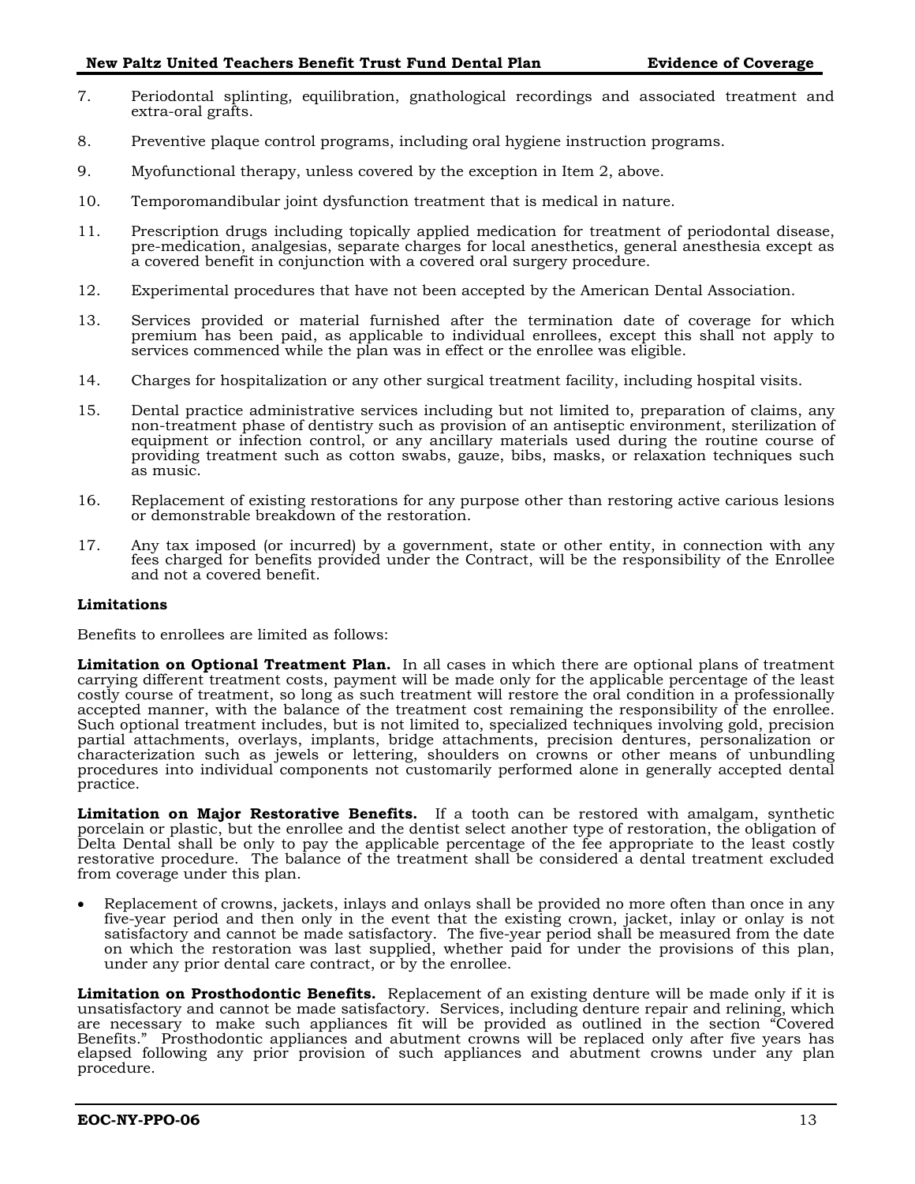7. Periodontal splinting, equilibration, gnathological recordings and associated treatment and extra-oral grafts.

8. Preventive plaque control programs, including oral hygiene instruction programs.

9. Myofunctional therapy, unless covered by the exception in Item 2, above.

10. Temporomandibular joint dysfunction treatment that is medical in nature.

11. Prescription drugs including topically applied medication for treatment of periodontal disease, pre-medication, analgesias, separate charges for local anesthetics, general anesthesia except as a covered benefit in conjunction with a covered oral surgery procedure.

12. Experimental procedures that have not been accepted by the American Dental Association.

13. Services provided or material furnished after the termination date of coverage for which premium has been paid, as applicable to individual enrollees, except this shall not apply to services commenced while the plan was in effect or the enrollee was eligible.

14. Charges for hospitalization or any other surgical treatment facility, including hospital visits.

15. Dental practice administrative services including but not limited to, preparation of claims, any non-treatment phase of dentistry such as provision of an antiseptic environment, sterilization of equipment or infection control, or any ancillary materials used during the routine course of providing treatment such as cotton swabs, gauze, bibs, masks, or relaxation techniques such as music.

16. Replacement of existing restorations for any purpose other than restoring active carious lesions or demonstrable breakdown of the restoration.

17. Any tax imposed (or incurred) by a government, state or other entity, in connection with any fees charged for benefits provided under the Contract, will be the responsibility of the Enrollee and not a covered benefit.

**Limitations**

Benefits to enrollees are limited as follows:

**Limitation on Optional Treatment Plan.** In all cases in which there are optional plans of treatment carrying different treatment costs, payment will be made only for the applicable percentage of the least costly course of treatment, so long as such treatment will restore the oral condition in a professionally accepted manner, with the balance of the treatment cost remaining the responsibility of the enrollee. Such optional treatment includes, but is not limited to, specialized techniques involving gold, precision partial attachments, overlays, implants, bridge attachments, precision dentures, personalization or characterization such as jewels or lettering, shoulders on crowns or other means of unbundling procedures into individual components not customarily performed alone in generally accepted dental practice.

**Limitation on Major Restorative Benefits.** If a tooth can be restored with amalgam, synthetic porcelain or plastic, but the enrollee and the dentist select another type of restoration, the obligation of Delta Dental shall be only to pay the applicable percentage of the fee appropriate to the least costly restorative procedure. The balance of the treatment shall be considered a dental treatment excluded from coverage under this plan.

- Replacement of crowns, jackets, inlays and onlays shall be provided no more often than once in any five-year period and then only in the event that the existing crown, jacket, inlay or onlay is not satisfactory and cannot be made satisfactory. The five-year period shall be measured from the date on which the restoration was last supplied, whether paid for under the provisions of this plan, under any prior dental care contract, or by the enrollee.

**Limitation on Prosthodontic Benefits.** Replacement of an existing denture will be made only if it is unsatisfactory and cannot be made satisfactory. Services, including denture repair and relining, which are necessary to make such appliances fit will be provided as outlined in the section "Covered Benefits." Prosthodontic appliances and abutment crowns will be replaced only after five years has elapsed following any prior provision of such appliances and abutment crowns under any plan procedure.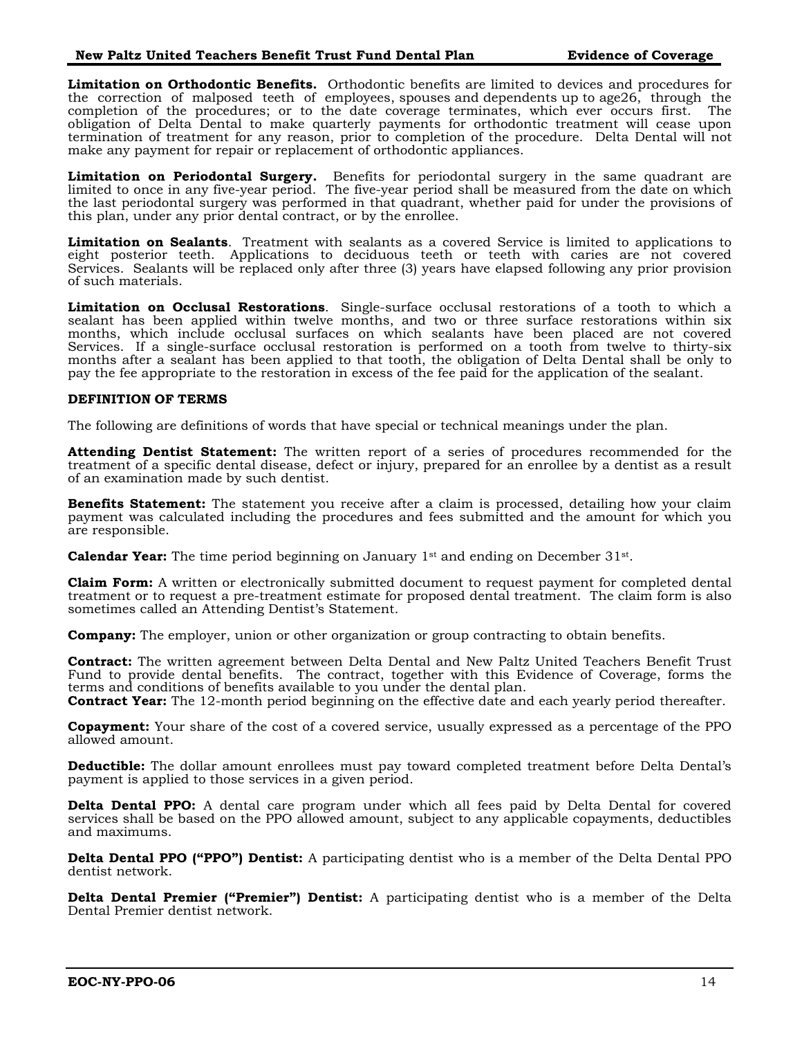**Limitation on Orthodontic Benefits.** Orthodontic benefits are limited to devices and procedures for the correction of malposed teeth of employees, spouses and dependents up to age26, through the completion of the procedures; or to the date coverage terminates, which ever occurs first. The obligation of Delta Dental to make quarterly payments for orthodontic treatment will cease upon termination of treatment for any reason, prior to completion of the procedure. Delta Dental will not make any payment for repair or replacement of orthodontic appliances.

**Limitation on Periodontal Surgery.** Benefits for periodontal surgery in the same quadrant are limited to once in any five-year period. The five-year period shall be measured from the date on which the last periodontal surgery was performed in that quadrant, whether paid for under the provisions of this plan, under any prior dental contract, or by the enrollee.

**Limitation on Sealants**. Treatment with sealants as a covered Service is limited to applications to eight posterior teeth. Applications to deciduous teeth or teeth with caries are not covered Services. Sealants will be replaced only after three (3) years have elapsed following any prior provision of such materials.

**Limitation on Occlusal Restorations**. Single-surface occlusal restorations of a tooth to which a sealant has been applied within twelve months, and two or three surface restorations within six months, which include occlusal surfaces on which sealants have been placed are not covered Services. If a single-surface occlusal restoration is performed on a tooth from twelve to thirty-six months after a sealant has been applied to that tooth, the obligation of Delta Dental shall be only to pay the fee appropriate to the restoration in excess of the fee paid for the application of the sealant.

**DEFINITION OF TERMS**

The following are definitions of words that have special or technical meanings under the plan.

**Attending Dentist Statement:** The written report of a series of procedures recommended for the treatment of a specific dental disease, defect or injury, prepared for an enrollee by a dentist as a result of an examination made by such dentist.

**Benefits Statement:** The statement you receive after a claim is processed, detailing how your claim payment was calculated including the procedures and fees submitted and the amount for which you are responsible.

**Calendar Year:** The time period beginning on January 1st and ending on December 31st.

**Claim Form:** A written or electronically submitted document to request payment for completed dental treatment or to request a pre-treatment estimate for proposed dental treatment. The claim form is also sometimes called an Attending Dentist's Statement.

**Company:** The employer, union or other organization or group contracting to obtain benefits.

**Contract:** The written agreement between Delta Dental and New Paltz United Teachers Benefit Trust Fund to provide dental benefits. The contract, together with this Evidence of Coverage, forms the terms and conditions of benefits available to you under the dental plan.

**Contract Year:** The 12-month period beginning on the effective date and each yearly period thereafter.

**Copayment:** Your share of the cost of a covered service, usually expressed as a percentage of the PPO allowed amount.

**Deductible:** The dollar amount enrollees must pay toward completed treatment before Delta Dental's payment is applied to those services in a given period.

**Delta Dental PPO:** A dental care program under which all fees paid by Delta Dental for covered services shall be based on the PPO allowed amount, subject to any applicable copayments, deductibles and maximums.

**Delta Dental PPO ("PPO") Dentist:** A participating dentist who is a member of the Delta Dental PPO dentist network.

**Delta Dental Premier ("Premier") Dentist:** A participating dentist who is a member of the Delta Dental Premier dentist network.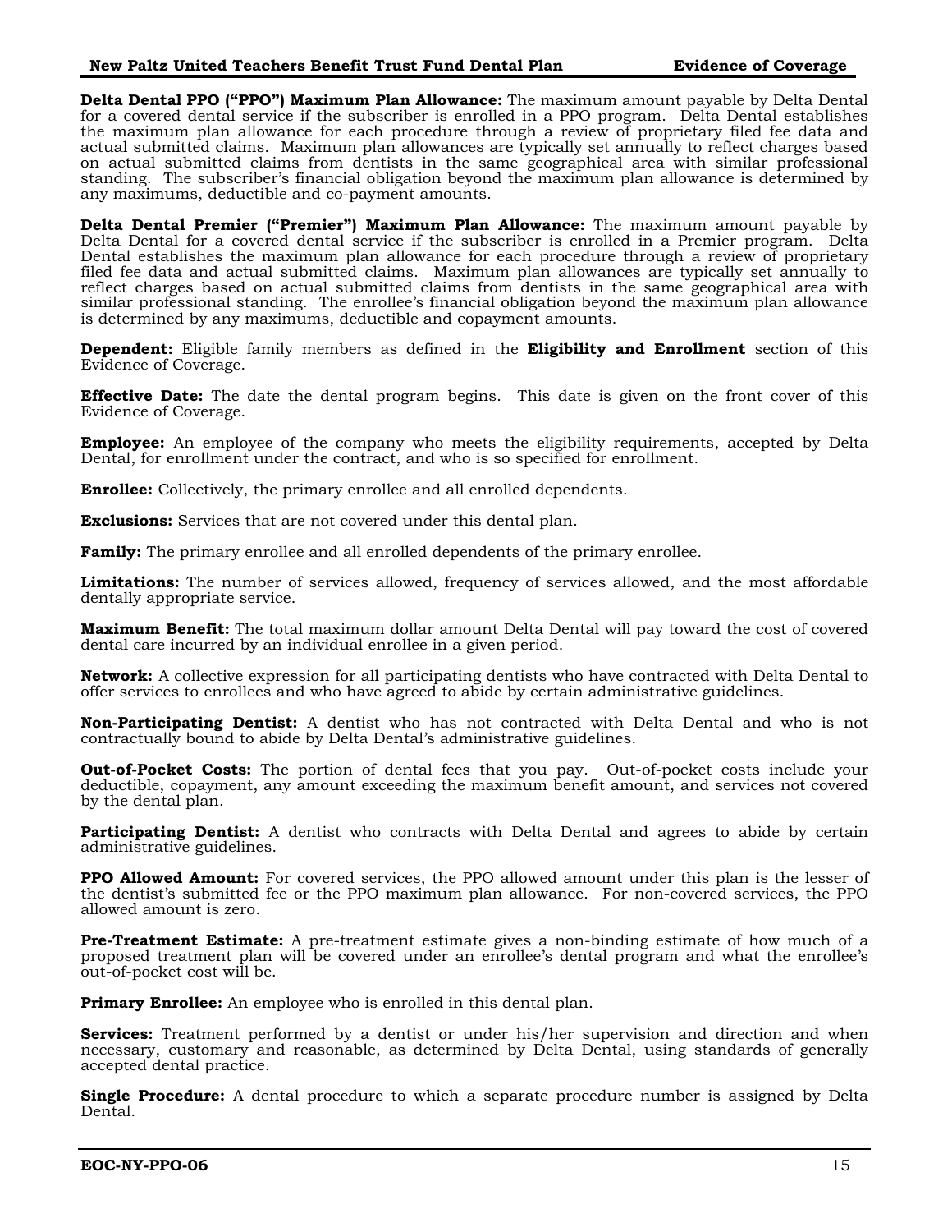**Delta Dental PPO ("PPO") Maximum Plan Allowance:** The maximum amount payable by Delta Dental for a covered dental service if the subscriber is enrolled in a PPO program. Delta Dental establishes the maximum plan allowance for each procedure through a review of proprietary filed fee data and actual submitted claims. Maximum plan allowances are typically set annually to reflect charges based on actual submitted claims from dentists in the same geographical area with similar professional standing. The subscriber's financial obligation beyond the maximum plan allowance is determined by any maximums, deductible and co-payment amounts.

**Delta Dental Premier ("Premier") Maximum Plan Allowance:** The maximum amount payable by Delta Dental for a covered dental service if the subscriber is enrolled in a Premier program. Delta Dental establishes the maximum plan allowance for each procedure through a review of proprietary filed fee data and actual submitted claims. Maximum plan allowances are typically set annually to reflect charges based on actual submitted claims from dentists in the same geographical area with similar professional standing. The enrollee's financial obligation beyond the maximum plan allowance is determined by any maximums, deductible and copayment amounts.

**Dependent:** Eligible family members as defined in the **Eligibility and Enrollment** section of this Evidence of Coverage.

**Effective Date:** The date the dental program begins. This date is given on the front cover of this Evidence of Coverage.

**Employee:** An employee of the company who meets the eligibility requirements, accepted by Delta Dental, for enrollment under the contract, and who is so specified for enrollment.

**Enrollee:** Collectively, the primary enrollee and all enrolled dependents.

**Exclusions:** Services that are not covered under this dental plan.

**Family:** The primary enrollee and all enrolled dependents of the primary enrollee.

**Limitations:** The number of services allowed, frequency of services allowed, and the most affordable dentally appropriate service.

**Maximum Benefit:** The total maximum dollar amount Delta Dental will pay toward the cost of covered dental care incurred by an individual enrollee in a given period.

**Network:** A collective expression for all participating dentists who have contracted with Delta Dental to offer services to enrollees and who have agreed to abide by certain administrative guidelines.

**Non-Participating Dentist:** A dentist who has not contracted with Delta Dental and who is not contractually bound to abide by Delta Dental's administrative guidelines.

**Out-of-Pocket Costs:** The portion of dental fees that you pay. Out-of-pocket costs include your deductible, copayment, any amount exceeding the maximum benefit amount, and services not covered by the dental plan.

**Participating Dentist:** A dentist who contracts with Delta Dental and agrees to abide by certain administrative guidelines.

**PPO Allowed Amount:** For covered services, the PPO allowed amount under this plan is the lesser of the dentist's submitted fee or the PPO maximum plan allowance. For non-covered services, the PPO allowed amount is zero.

**Pre-Treatment Estimate:** A pre-treatment estimate gives a non-binding estimate of how much of a proposed treatment plan will be covered under an enrollee's dental program and what the enrollee's out-of-pocket cost will be.

**Primary Enrollee:** An employee who is enrolled in this dental plan.

**Services:** Treatment performed by a dentist or under his/her supervision and direction and when necessary, customary and reasonable, as determined by Delta Dental, using standards of generally accepted dental practice.

**Single Procedure:** A dental procedure to which a separate procedure number is assigned by Delta Dental.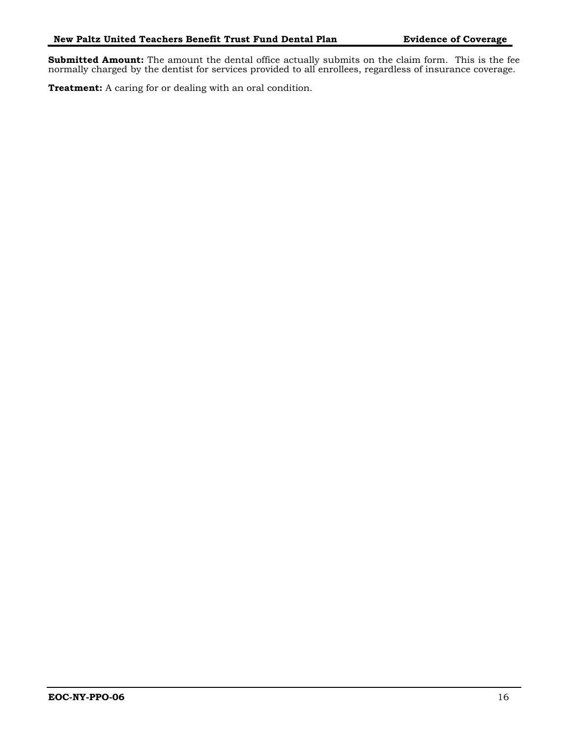**Submitted Amount:** The amount the dental office actually submits on the claim form. This is the fee normally charged by the dentist for services provided to all enrollees, regardless of insurance coverage.

**Treatment:** A caring for or dealing with an oral condition.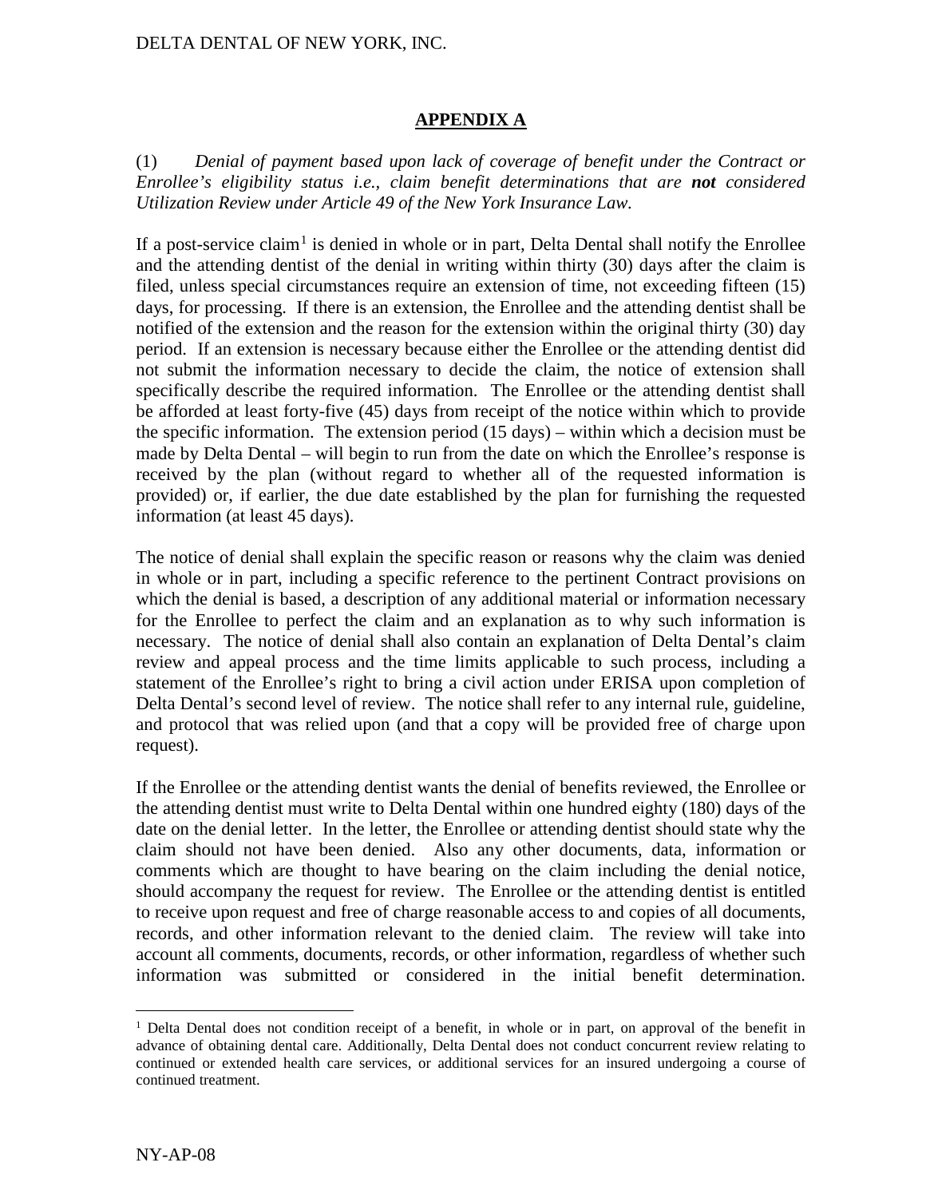## APPENDIX A

(1) *Denial of payment based upon lack of coverage of benefit under the Contract or Enrollee's eligibility status i.e., claim benefit determinations that are **not** considered Utilization Review under Article 49 of the New York Insurance Law.*

If a post-service claim[1] is denied in whole or in part, Delta Dental shall notify the Enrollee and the attending dentist of the denial in writing within thirty (30) days after the claim is filed, unless special circumstances require an extension of time, not exceeding fifteen (15) days, for processing. If there is an extension, the Enrollee and the attending dentist shall be notified of the extension and the reason for the extension within the original thirty (30) day period. If an extension is necessary because either the Enrollee or the attending dentist did not submit the information necessary to decide the claim, the notice of extension shall specifically describe the required information. The Enrollee or the attending dentist shall be afforded at least forty-five (45) days from receipt of the notice within which to provide the specific information. The extension period (15 days) – within which a decision must be made by Delta Dental – will begin to run from the date on which the Enrollee's response is received by the plan (without regard to whether all of the requested information is provided) or, if earlier, the due date established by the plan for furnishing the requested information (at least 45 days).

The notice of denial shall explain the specific reason or reasons why the claim was denied in whole or in part, including a specific reference to the pertinent Contract provisions on which the denial is based, a description of any additional material or information necessary for the Enrollee to perfect the claim and an explanation as to why such information is necessary. The notice of denial shall also contain an explanation of Delta Dental's claim review and appeal process and the time limits applicable to such process, including a statement of the Enrollee's right to bring a civil action under ERISA upon completion of Delta Dental's second level of review. The notice shall refer to any internal rule, guideline, and protocol that was relied upon (and that a copy will be provided free of charge upon request).

If the Enrollee or the attending dentist wants the denial of benefits reviewed, the Enrollee or the attending dentist must write to Delta Dental within one hundred eighty (180) days of the date on the denial letter. In the letter, the Enrollee or attending dentist should state why the claim should not have been denied. Also any other documents, data, information or comments which are thought to have bearing on the claim including the denial notice, should accompany the request for review. The Enrollee or the attending dentist is entitled to receive upon request and free of charge reasonable access to and copies of all documents, records, and other information relevant to the denied claim. The review will take into account all comments, documents, records, or other information, regardless of whether such information was submitted or considered in the initial benefit determination.

[1] Delta Dental does not condition receipt of a benefit, in whole or in part, on approval of the benefit in advance of obtaining dental care. Additionally, Delta Dental does not conduct concurrent review relating to continued or extended health care services, or additional services for an insured undergoing a course of continued treatment.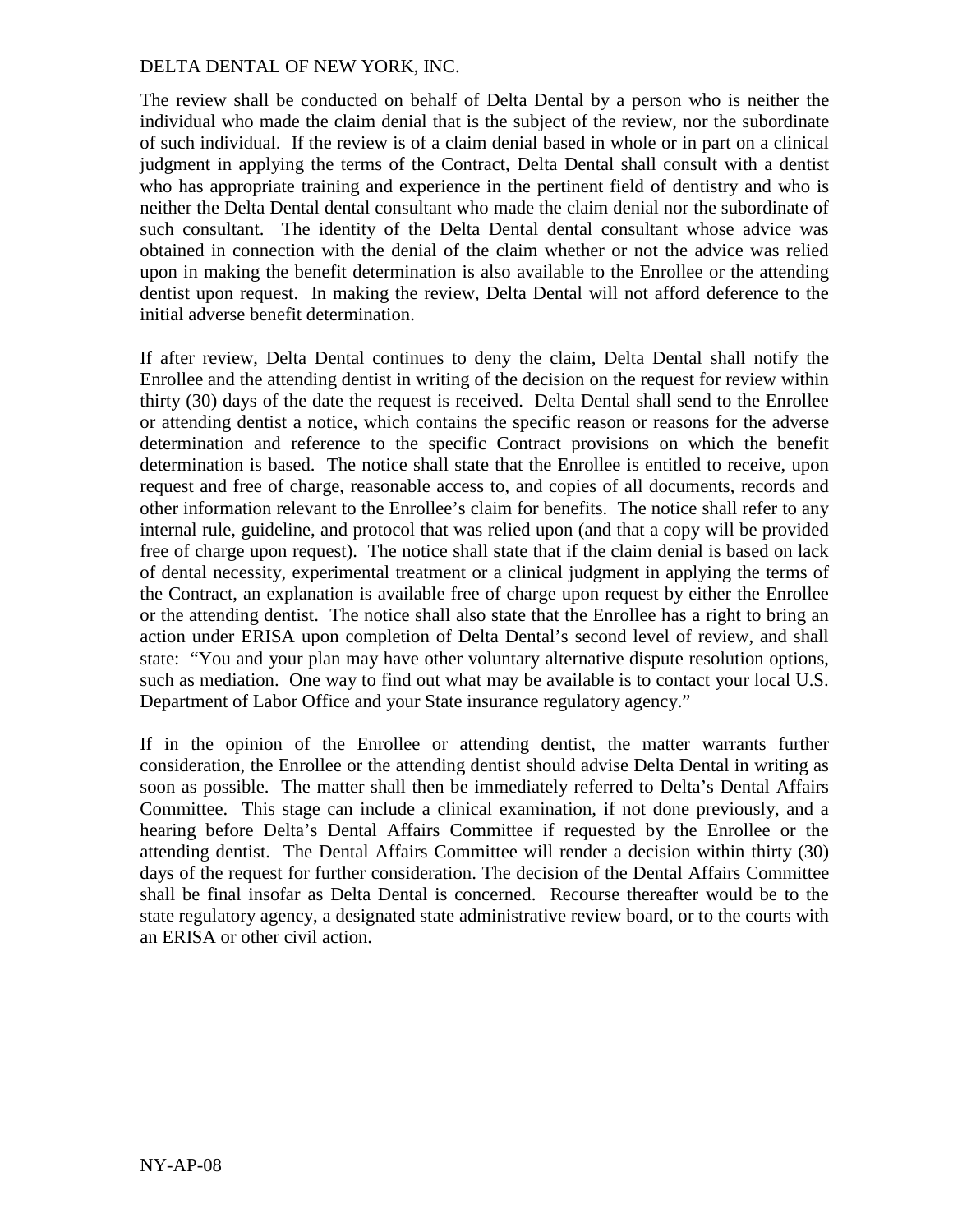The review shall be conducted on behalf of Delta Dental by a person who is neither the individual who made the claim denial that is the subject of the review, nor the subordinate of such individual. If the review is of a claim denial based in whole or in part on a clinical judgment in applying the terms of the Contract, Delta Dental shall consult with a dentist who has appropriate training and experience in the pertinent field of dentistry and who is neither the Delta Dental dental consultant who made the claim denial nor the subordinate of such consultant. The identity of the Delta Dental dental consultant whose advice was obtained in connection with the denial of the claim whether or not the advice was relied upon in making the benefit determination is also available to the Enrollee or the attending dentist upon request. In making the review, Delta Dental will not afford deference to the initial adverse benefit determination.

If after review, Delta Dental continues to deny the claim, Delta Dental shall notify the Enrollee and the attending dentist in writing of the decision on the request for review within thirty (30) days of the date the request is received. Delta Dental shall send to the Enrollee or attending dentist a notice, which contains the specific reason or reasons for the adverse determination and reference to the specific Contract provisions on which the benefit determination is based. The notice shall state that the Enrollee is entitled to receive, upon request and free of charge, reasonable access to, and copies of all documents, records and other information relevant to the Enrollee's claim for benefits. The notice shall refer to any internal rule, guideline, and protocol that was relied upon (and that a copy will be provided free of charge upon request). The notice shall state that if the claim denial is based on lack of dental necessity, experimental treatment or a clinical judgment in applying the terms of the Contract, an explanation is available free of charge upon request by either the Enrollee or the attending dentist. The notice shall also state that the Enrollee has a right to bring an action under ERISA upon completion of Delta Dental's second level of review, and shall state: "You and your plan may have other voluntary alternative dispute resolution options, such as mediation. One way to find out what may be available is to contact your local U.S. Department of Labor Office and your State insurance regulatory agency."

If in the opinion of the Enrollee or attending dentist, the matter warrants further consideration, the Enrollee or the attending dentist should advise Delta Dental in writing as soon as possible. The matter shall then be immediately referred to Delta's Dental Affairs Committee. This stage can include a clinical examination, if not done previously, and a hearing before Delta's Dental Affairs Committee if requested by the Enrollee or the attending dentist. The Dental Affairs Committee will render a decision within thirty (30) days of the request for further consideration. The decision of the Dental Affairs Committee shall be final insofar as Delta Dental is concerned. Recourse thereafter would be to the state regulatory agency, a designated state administrative review board, or to the courts with an ERISA or other civil action.